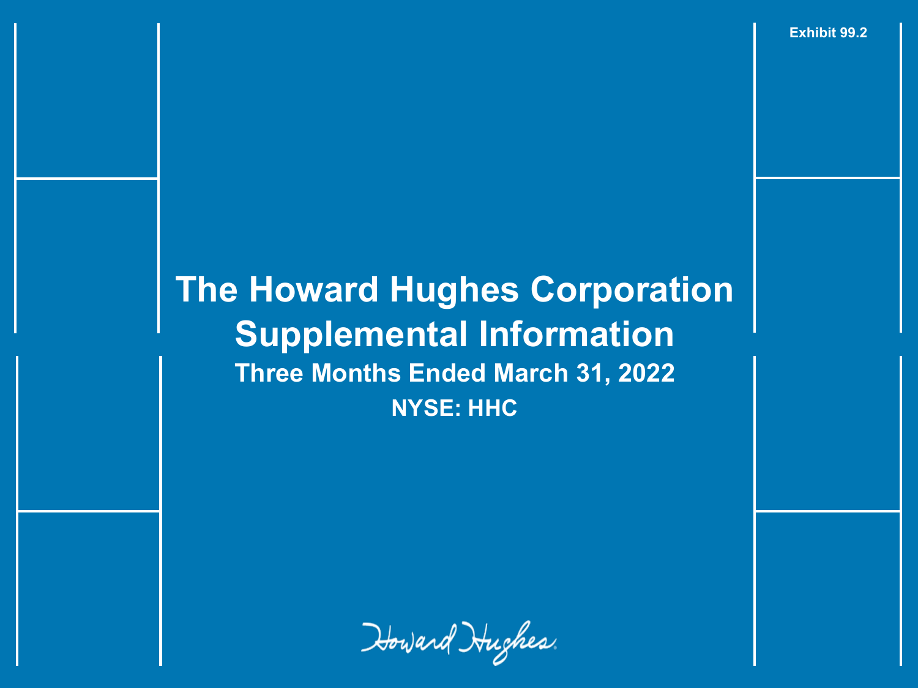Exhibit 99.2

# The Howard Hughes Corporation
# Supplemental Information

## Three Months Ended March 31, 2022

### NYSE: HHC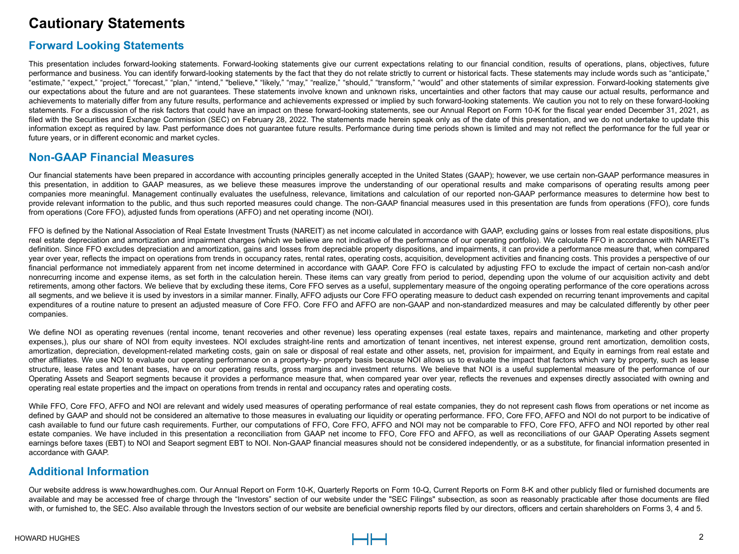# Cautionary Statements

## Forward Looking Statements

This presentation includes forward-looking statements. Forward-looking statements give our current expectations relating to our financial condition, results of operations, plans, objectives, future performance and business. You can identify forward-looking statements by the fact that they do not relate strictly to current or historical facts. These statements may include words such as "anticipate," "estimate," "expect," "project," "forecast," "plan," "intend," "believe," "likely," "may," "realize," "should," "transform," "would" and other statements of similar expression. Forward-looking statements give our expectations about the future and are not guarantees. These statements involve known and unknown risks, uncertainties and other factors that may cause our actual results, performance and achievements to materially differ from any future results, performance and achievements expressed or implied by such forward-looking statements. We caution you not to rely on these forward-looking statements. For a discussion of the risk factors that could have an impact on these forward-looking statements, see our Annual Report on Form 10-K for the fiscal year ended December 31, 2021, as filed with the Securities and Exchange Commission (SEC) on February 28, 2022. The statements made herein speak only as of the date of this presentation, and we do not undertake to update this information except as required by law. Past performance does not guarantee future results. Performance during time periods shown is limited and may not reflect the performance for the full year or future years, or in different economic and market cycles.

## Non-GAAP Financial Measures

Our financial statements have been prepared in accordance with accounting principles generally accepted in the United States (GAAP); however, we use certain non-GAAP performance measures in this presentation, in addition to GAAP measures, as we believe these measures improve the understanding of our operational results and make comparisons of operating results among peer companies more meaningful. Management continually evaluates the usefulness, relevance, limitations and calculation of our reported non-GAAP performance measures to determine how best to provide relevant information to the public, and thus such reported measures could change. The non-GAAP financial measures used in this presentation are funds from operations (FFO), core funds from operations (Core FFO), adjusted funds from operations (AFFO) and net operating income (NOI).

FFO is defined by the National Association of Real Estate Investment Trusts (NAREIT) as net income calculated in accordance with GAAP, excluding gains or losses from real estate dispositions, plus real estate depreciation and amortization and impairment charges (which we believe are not indicative of the performance of our operating portfolio). We calculate FFO in accordance with NAREIT's definition. Since FFO excludes depreciation and amortization, gains and losses from depreciable property dispositions, and impairments, it can provide a performance measure that, when compared year over year, reflects the impact on operations from trends in occupancy rates, rental rates, operating costs, acquisition, development activities and financing costs. This provides a perspective of our financial performance not immediately apparent from net income determined in accordance with GAAP. Core FFO is calculated by adjusting FFO to exclude the impact of certain non-cash and/or nonrecurring income and expense items, as set forth in the calculation herein. These items can vary greatly from period to period, depending upon the volume of our acquisition activity and debt retirements, among other factors. We believe that by excluding these items, Core FFO serves as a useful, supplementary measure of the ongoing operating performance of the core operations across all segments, and we believe it is used by investors in a similar manner. Finally, AFFO adjusts our Core FFO operating measure to deduct cash expended on recurring tenant improvements and capital expenditures of a routine nature to present an adjusted measure of Core FFO. Core FFO and AFFO are non-GAAP and non-standardized measures and may be calculated differently by other peer companies.

We define NOI as operating revenues (rental income, tenant recoveries and other revenue) less operating expenses (real estate taxes, repairs and maintenance, marketing and other property expenses,), plus our share of NOI from equity investees. NOI excludes straight-line rents and amortization of tenant incentives, net interest expense, ground rent amortization, demolition costs, amortization, depreciation, development-related marketing costs, gain on sale or disposal of real estate and other assets, net, provision for impairment, and Equity in earnings from real estate and other affiliates. We use NOI to evaluate our operating performance on a property-by- property basis because NOI allows us to evaluate the impact that factors which vary by property, such as lease structure, lease rates and tenant bases, have on our operating results, gross margins and investment returns. We believe that NOI is a useful supplemental measure of the performance of our Operating Assets and Seaport segments because it provides a performance measure that, when compared year over year, reflects the revenues and expenses directly associated with owning and operating real estate properties and the impact on operations from trends in rental and occupancy rates and operating costs.

While FFO, Core FFO, AFFO and NOI are relevant and widely used measures of operating performance of real estate companies, they do not represent cash flows from operations or net income as defined by GAAP and should not be considered an alternative to those measures in evaluating our liquidity or operating performance. FFO, Core FFO, AFFO and NOI do not purport to be indicative of cash available to fund our future cash requirements. Further, our computations of FFO, Core FFO, AFFO and NOI may not be comparable to FFO, Core FFO, AFFO and NOI reported by other real estate companies. We have included in this presentation a reconciliation from GAAP net income to FFO, Core FFO and AFFO, as well as reconciliations of our GAAP Operating Assets segment earnings before taxes (EBT) to NOI and Seaport segment EBT to NOI. Non-GAAP financial measures should not be considered independently, or as a substitute, for financial information presented in accordance with GAAP.

## Additional Information

Our website address is www.howardhughes.com. Our Annual Report on Form 10-K, Quarterly Reports on Form 10-Q, Current Reports on Form 8-K and other publicly filed or furnished documents are available and may be accessed free of charge through the "Investors" section of our website under the "SEC Filings" subsection, as soon as reasonably practicable after those documents are filed with, or furnished to, the SEC. Also available through the Investors section of our website are beneficial ownership reports filed by our directors, officers and certain shareholders on Forms 3, 4 and 5.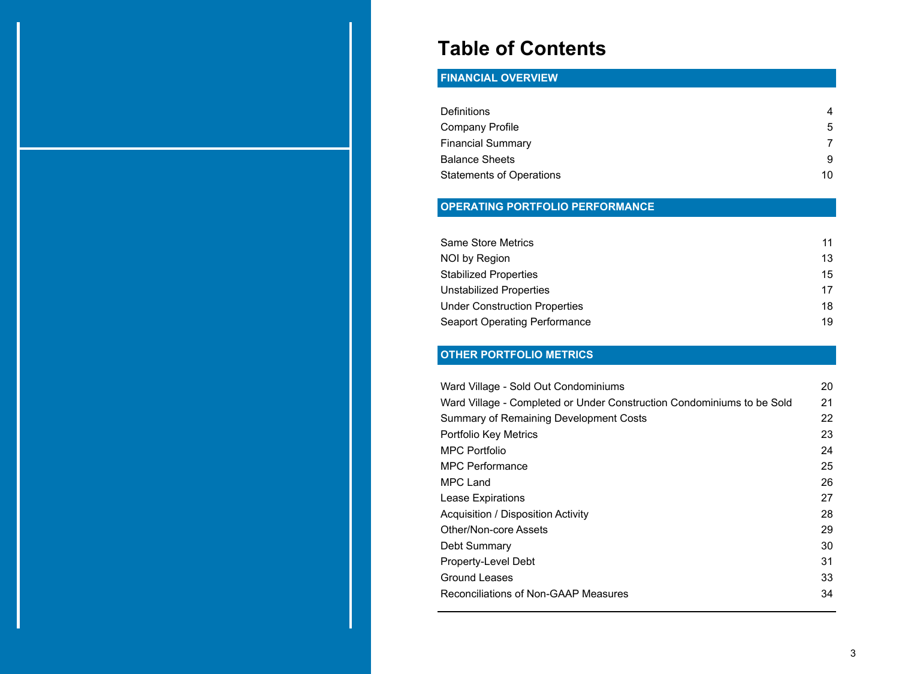# Table of Contents

| FINANCIAL OVERVIEW | |
|---|---|
| Definitions | 4 |
| Company Profile | 5 |
| Financial Summary | 7 |
| Balance Sheets | 9 |
| Statements of Operations | 10 |

| OPERATING PORTFOLIO PERFORMANCE | |
|---|---|
| Same Store Metrics | 11 |
| NOI by Region | 13 |
| Stabilized Properties | 15 |
| Unstabilized Properties | 17 |
| Under Construction Properties | 18 |
| Seaport Operating Performance | 19 |

| OTHER PORTFOLIO METRICS | |
|---|---|
| Ward Village - Sold Out Condominiums | 20 |
| Ward Village - Completed or Under Construction Condominiums to be Sold | 21 |
| Summary of Remaining Development Costs | 22 |
| Portfolio Key Metrics | 23 |
| MPC Portfolio | 24 |
| MPC Performance | 25 |
| MPC Land | 26 |
| Lease Expirations | 27 |
| Acquisition / Disposition Activity | 28 |
| Other/Non-core Assets | 29 |
| Debt Summary | 30 |
| Property-Level Debt | 31 |
| Ground Leases | 33 |
| Reconciliations of Non-GAAP Measures | 34 |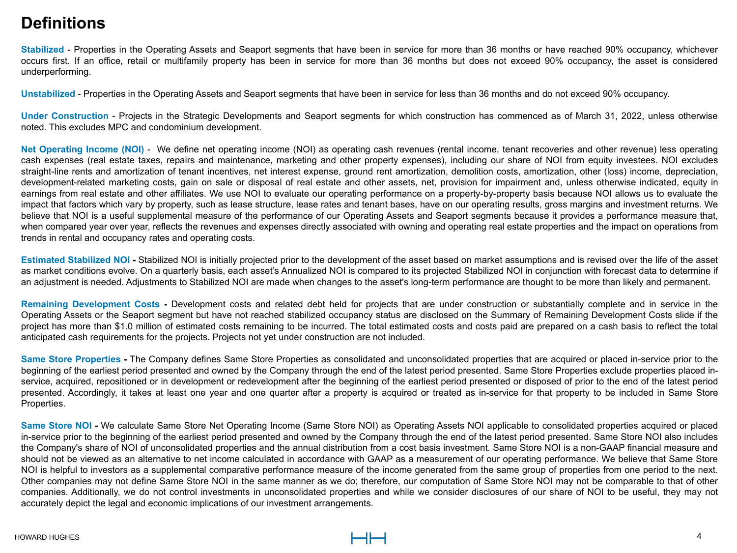# Definitions

**Stabilized** - Properties in the Operating Assets and Seaport segments that have been in service for more than 36 months or have reached 90% occupancy, whichever occurs first. If an office, retail or multifamily property has been in service for more than 36 months but does not exceed 90% occupancy, the asset is considered underperforming.

**Unstabilized** - Properties in the Operating Assets and Seaport segments that have been in service for less than 36 months and do not exceed 90% occupancy.

**Under Construction** - Projects in the Strategic Developments and Seaport segments for which construction has commenced as of March 31, 2022, unless otherwise noted. This excludes MPC and condominium development.

**Net Operating Income (NOI)** - We define net operating income (NOI) as operating cash revenues (rental income, tenant recoveries and other revenue) less operating cash expenses (real estate taxes, repairs and maintenance, marketing and other property expenses), including our share of NOI from equity investees. NOI excludes straight-line rents and amortization of tenant incentives, net interest expense, ground rent amortization, demolition costs, amortization, other (loss) income, depreciation, development-related marketing costs, gain on sale or disposal of real estate and other assets, net, provision for impairment and, unless otherwise indicated, equity in earnings from real estate and other affiliates. We use NOI to evaluate our operating performance on a property-by-property basis because NOI allows us to evaluate the impact that factors which vary by property, such as lease structure, lease rates and tenant bases, have on our operating results, gross margins and investment returns. We believe that NOI is a useful supplemental measure of the performance of our Operating Assets and Seaport segments because it provides a performance measure that, when compared year over year, reflects the revenues and expenses directly associated with owning and operating real estate properties and the impact on operations from trends in rental and occupancy rates and operating costs.

**Estimated Stabilized NOI** - Stabilized NOI is initially projected prior to the development of the asset based on market assumptions and is revised over the life of the asset as market conditions evolve. On a quarterly basis, each asset's Annualized NOI is compared to its projected Stabilized NOI in conjunction with forecast data to determine if an adjustment is needed. Adjustments to Stabilized NOI are made when changes to the asset's long-term performance are thought to be more than likely and permanent.

**Remaining Development Costs** - Development costs and related debt held for projects that are under construction or substantially complete and in service in the Operating Assets or the Seaport segment but have not reached stabilized occupancy status are disclosed on the Summary of Remaining Development Costs slide if the project has more than $1.0 million of estimated costs remaining to be incurred. The total estimated costs and costs paid are prepared on a cash basis to reflect the total anticipated cash requirements for the projects. Projects not yet under construction are not included.

**Same Store Properties** - The Company defines Same Store Properties as consolidated and unconsolidated properties that are acquired or placed in-service prior to the beginning of the earliest period presented and owned by the Company through the end of the latest period presented. Same Store Properties exclude properties placed in-service, acquired, repositioned or in development or redevelopment after the beginning of the earliest period presented or disposed of prior to the end of the latest period presented. Accordingly, it takes at least one year and one quarter after a property is acquired or treated as in-service for that property to be included in Same Store Properties.

**Same Store NOI** - We calculate Same Store Net Operating Income (Same Store NOI) as Operating Assets NOI applicable to consolidated properties acquired or placed in-service prior to the beginning of the earliest period presented and owned by the Company through the end of the latest period presented. Same Store NOI also includes the Company's share of NOI of unconsolidated properties and the annual distribution from a cost basis investment. Same Store NOI is a non-GAAP financial measure and should not be viewed as an alternative to net income calculated in accordance with GAAP as a measurement of our operating performance. We believe that Same Store NOI is helpful to investors as a supplemental comparative performance measure of the income generated from the same group of properties from one period to the next. Other companies may not define Same Store NOI in the same manner as we do; therefore, our computation of Same Store NOI may not be comparable to that of other companies. Additionally, we do not control investments in unconsolidated properties and while we consider disclosures of our share of NOI to be useful, they may not accurately depict the legal and economic implications of our investment arrangements.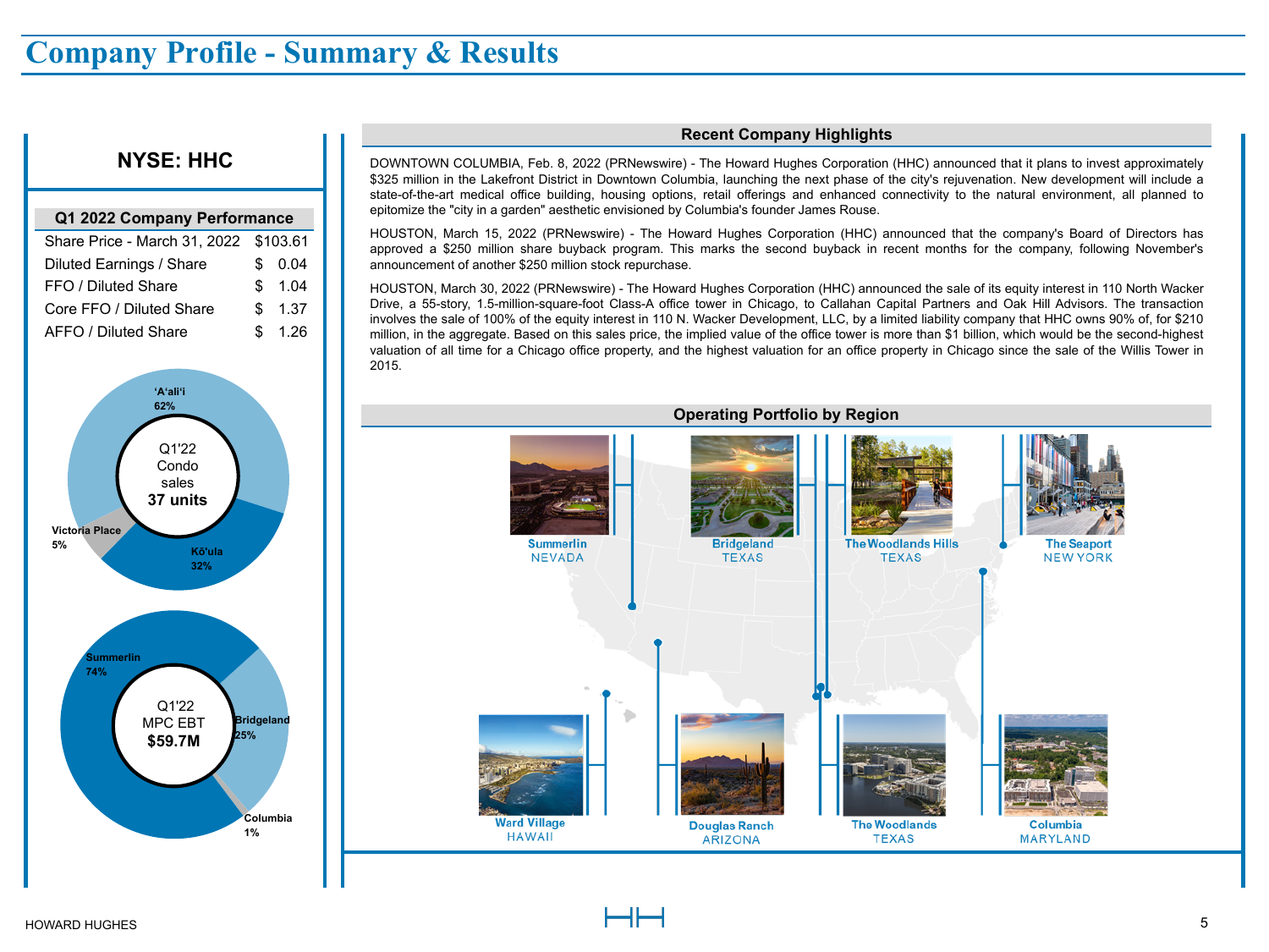# Company Profile - Summary & Results

## NYSE: HHC

| Q1 2022 Company Performance | |
|---|---|
| Share Price - March 31, 2022 | $103.61 |
| Diluted Earnings / Share | $ 0.04 |
| FFO / Diluted Share | $ 1.04 |
| Core FFO / Diluted Share | $ 1.37 |
| AFFO / Diluted Share | $ 1.26 |

**Q1'22 Condo sales 37 units**

- ʻAʻaliʻi 62%
- Kōʻula 32%
- Victoria Place 5%

**Q1'22 MPC EBT $59.7M**

- Summerlin 74%
- Bridgeland 25%
- Columbia 1%

### Recent Company Highlights

DOWNTOWN COLUMBIA, Feb. 8, 2022 (PRNewswire) - The Howard Hughes Corporation (HHC) announced that it plans to invest approximately $325 million in the Lakefront District in Downtown Columbia, launching the next phase of the city's rejuvenation. New development will include a state-of-the-art medical office building, housing options, retail offerings and enhanced connectivity to the natural environment, all planned to epitomize the "city in a garden" aesthetic envisioned by Columbia's founder James Rouse.

HOUSTON, March 15, 2022 (PRNewswire) - The Howard Hughes Corporation (HHC) announced that the company's Board of Directors has approved a $250 million share buyback program. This marks the second buyback in recent months for the company, following November's announcement of another $250 million stock repurchase.

HOUSTON, March 30, 2022 (PRNewswire) - The Howard Hughes Corporation (HHC) announced the sale of its equity interest in 110 North Wacker Drive, a 55-story, 1.5-million-square-foot Class-A office tower in Chicago, to Callahan Capital Partners and Oak Hill Advisors. The transaction involves the sale of 100% of the equity interest in 110 N. Wacker Development, LLC, by a limited liability company that HHC owns 90% of, for $210 million, in the aggregate. Based on this sales price, the implied value of the office tower is more than $1 billion, which would be the second-highest valuation of all time for a Chicago office property, and the highest valuation for an office property in Chicago since the sale of the Willis Tower in 2015.

### Operating Portfolio by Region

- Summerlin, NEVADA
- Bridgeland, TEXAS
- The Woodlands Hills, TEXAS
- The Seaport, NEW YORK
- Ward Village, HAWAII
- Douglas Ranch, ARIZONA
- The Woodlands, TEXAS
- Columbia, MARYLAND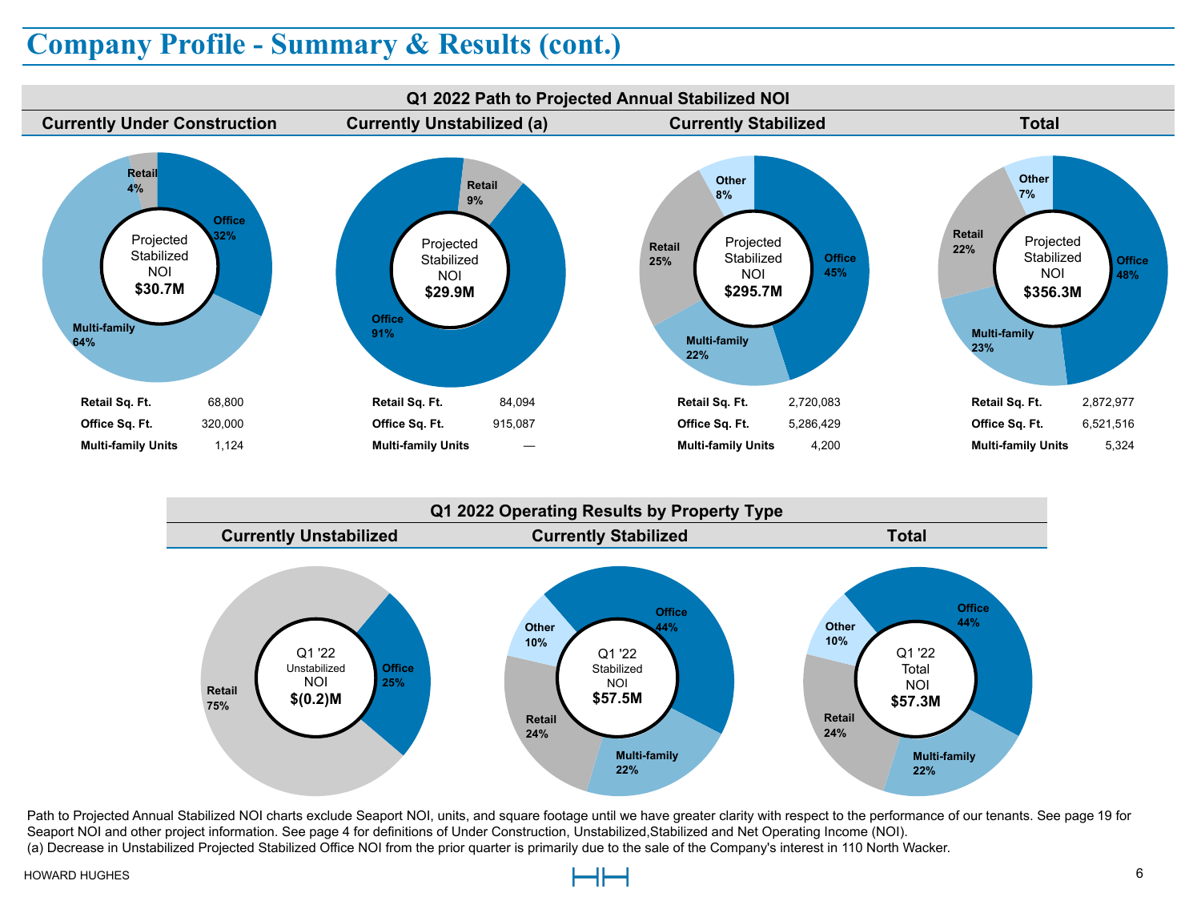# Company Profile - Summary & Results (cont.)

## Q1 2022 Path to Projected Annual Stabilized NOI

### Currently Under Construction

Projected Stabilized NOI **$30.7M**

- Office 32%
- Multi-family 64%
- Retail 4%

| | |
|---|---|
| **Retail Sq. Ft.** | 68,800 |
| **Office Sq. Ft.** | 320,000 |
| **Multi-family Units** | 1,124 |

### Currently Unstabilized (a)

Projected Stabilized NOI **$29.9M**

- Office 91%
- Retail 9%

| | |
|---|---|
| **Retail Sq. Ft.** | 84,094 |
| **Office Sq. Ft.** | 915,087 |
| **Multi-family Units** | — |

### Currently Stabilized

Projected Stabilized NOI **$295.7M**

- Office 45%
- Multi-family 22%
- Retail 25%
- Other 8%

| | |
|---|---|
| **Retail Sq. Ft.** | 2,720,083 |
| **Office Sq. Ft.** | 5,286,429 |
| **Multi-family Units** | 4,200 |

### Total

Projected Stabilized NOI **$356.3M**

- Office 48%
- Multi-family 23%
- Retail 22%
- Other 7%

| | |
|---|---|
| **Retail Sq. Ft.** | 2,872,977 |
| **Office Sq. Ft.** | 6,521,516 |
| **Multi-family Units** | 5,324 |

## Q1 2022 Operating Results by Property Type

### Currently Unstabilized

Q1 '22 Unstabilized NOI **$(0.2)M**

- Office 25%
- Retail 75%

### Currently Stabilized

Q1 '22 Stabilized NOI **$57.5M**

- Office 44%
- Multi-family 22%
- Retail 24%
- Other 10%

### Total

Q1 '22 Total NOI **$57.3M**

- Office 44%
- Multi-family 22%
- Retail 24%
- Other 10%

Path to Projected Annual Stabilized NOI charts exclude Seaport NOI, units, and square footage until we have greater clarity with respect to the performance of our tenants. See page 19 for Seaport NOI and other project information. See page 4 for definitions of Under Construction, Unstabilized,Stabilized and Net Operating Income (NOI).

(a) Decrease in Unstabilized Projected Stabilized Office NOI from the prior quarter is primarily due to the sale of the Company's interest in 110 North Wacker.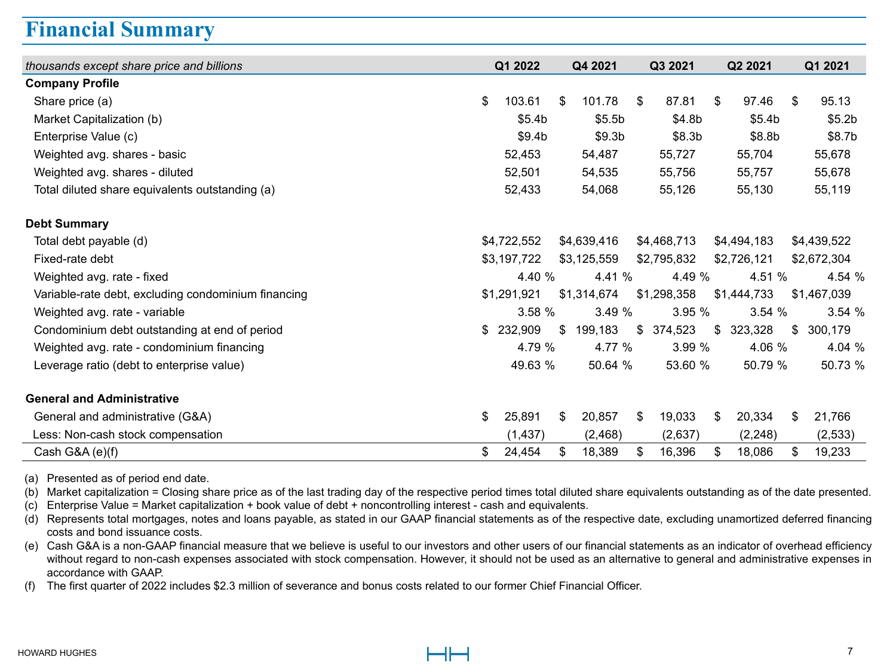# Financial Summary

| *thousands except share price and billions* | Q1 2022 | Q4 2021 | Q3 2021 | Q2 2021 | Q1 2021 |
|---|---|---|---|---|---|
| **Company Profile** | | | | | |
| Share price (a) | $ 103.61 | $ 101.78 | $ 87.81 | $ 97.46 | $ 95.13 |
| Market Capitalization (b) | $5.4b | $5.5b | $4.8b | $5.4b | $5.2b |
| Enterprise Value (c) | $9.4b | $9.3b | $8.3b | $8.8b | $8.7b |
| Weighted avg. shares - basic | 52,453 | 54,487 | 55,727 | 55,704 | 55,678 |
| Weighted avg. shares - diluted | 52,501 | 54,535 | 55,756 | 55,757 | 55,678 |
| Total diluted share equivalents outstanding (a) | 52,433 | 54,068 | 55,126 | 55,130 | 55,119 |
| **Debt Summary** | | | | | |
| Total debt payable (d) | $4,722,552 | $4,639,416 | $4,468,713 | $4,494,183 | $4,439,522 |
| Fixed-rate debt | $3,197,722 | $3,125,559 | $2,795,832 | $2,726,121 | $2,672,304 |
| Weighted avg. rate - fixed | 4.40 % | 4.41 % | 4.49 % | 4.51 % | 4.54 % |
| Variable-rate debt, excluding condominium financing | $1,291,921 | $1,314,674 | $1,298,358 | $1,444,733 | $1,467,039 |
| Weighted avg. rate - variable | 3.58 % | 3.49 % | 3.95 % | 3.54 % | 3.54 % |
| Condominium debt outstanding at end of period | $ 232,909 | $ 199,183 | $ 374,523 | $ 323,328 | $ 300,179 |
| Weighted avg. rate - condominium financing | 4.79 % | 4.77 % | 3.99 % | 4.06 % | 4.04 % |
| Leverage ratio (debt to enterprise value) | 49.63 % | 50.64 % | 53.60 % | 50.79 % | 50.73 % |
| **General and Administrative** | | | | | |
| General and administrative (G&A) | $ 25,891 | $ 20,857 | $ 19,033 | $ 20,334 | $ 21,766 |
| Less: Non-cash stock compensation | (1,437) | (2,468) | (2,637) | (2,248) | (2,533) |
| Cash G&A (e)(f) | $ 24,454 | $ 18,389 | $ 16,396 | $ 18,086 | $ 19,233 |

(a) Presented as of period end date.

(b) Market capitalization = Closing share price as of the last trading day of the respective period times total diluted share equivalents outstanding as of the date presented.

(c) Enterprise Value = Market capitalization + book value of debt + noncontrolling interest - cash and equivalents.

(d) Represents total mortgages, notes and loans payable, as stated in our GAAP financial statements as of the respective date, excluding unamortized deferred financing costs and bond issuance costs.

(e) Cash G&A is a non-GAAP financial measure that we believe is useful to our investors and other users of our financial statements as an indicator of overhead efficiency without regard to non-cash expenses associated with stock compensation. However, it should not be used as an alternative to general and administrative expenses in accordance with GAAP.

(f) The first quarter of 2022 includes $2.3 million of severance and bonus costs related to our former Chief Financial Officer.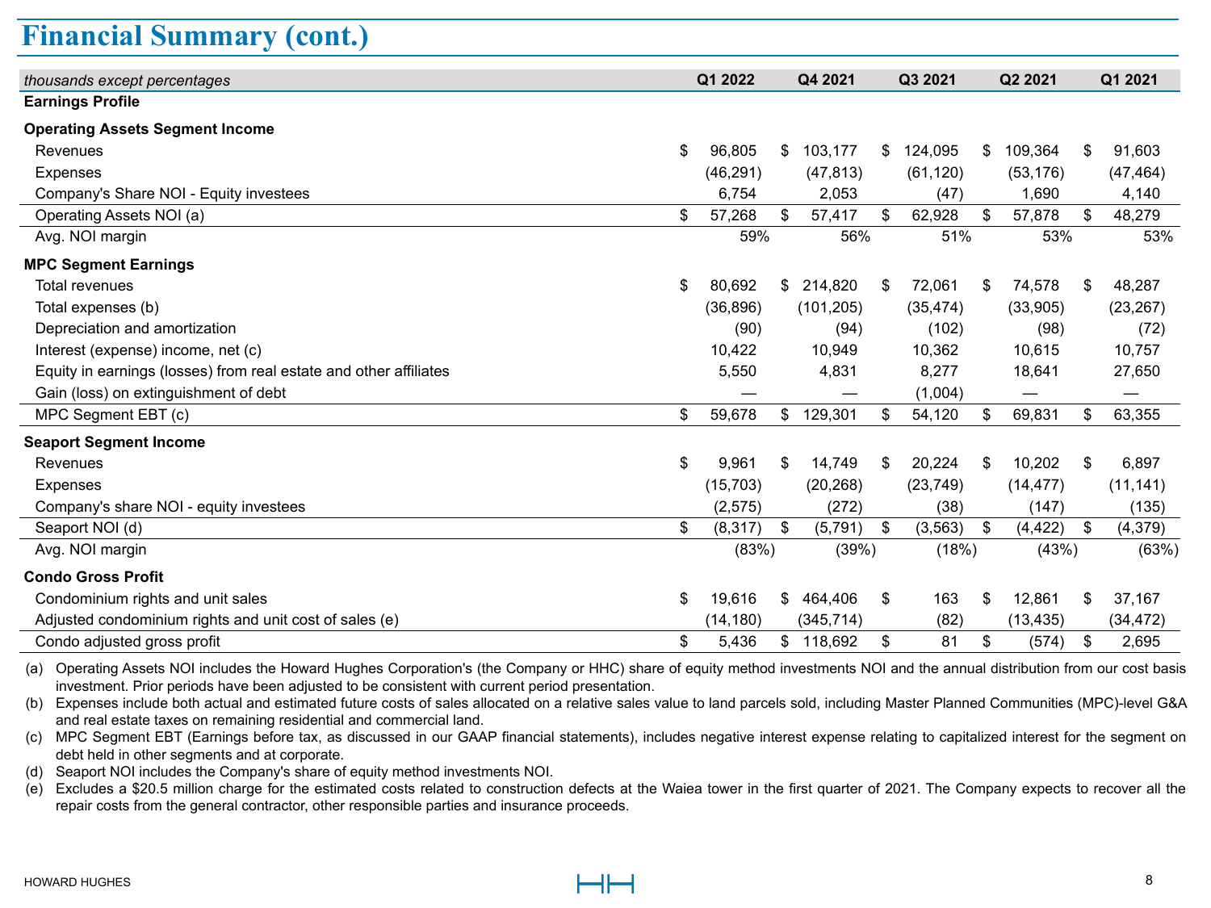# Financial Summary (cont.)

| *thousands except percentages* | Q1 2022 | Q4 2021 | Q3 2021 | Q2 2021 | Q1 2021 |
|---|---|---|---|---|---|
| **Earnings Profile** | | | | | |
| **Operating Assets Segment Income** | | | | | |
| Revenues | $ 96,805 | $ 103,177 | $ 124,095 | $ 109,364 | $ 91,603 |
| Expenses | (46,291) | (47,813) | (61,120) | (53,176) | (47,464) |
| Company's Share NOI - Equity investees | 6,754 | 2,053 | (47) | 1,690 | 4,140 |
| Operating Assets NOI (a) | $ 57,268 | $ 57,417 | $ 62,928 | $ 57,878 | $ 48,279 |
| Avg. NOI margin | 59% | 56% | 51% | 53% | 53% |
| **MPC Segment Earnings** | | | | | |
| Total revenues | $ 80,692 | $ 214,820 | $ 72,061 | $ 74,578 | $ 48,287 |
| Total expenses (b) | (36,896) | (101,205) | (35,474) | (33,905) | (23,267) |
| Depreciation and amortization | (90) | (94) | (102) | (98) | (72) |
| Interest (expense) income, net (c) | 10,422 | 10,949 | 10,362 | 10,615 | 10,757 |
| Equity in earnings (losses) from real estate and other affiliates | 5,550 | 4,831 | 8,277 | 18,641 | 27,650 |
| Gain (loss) on extinguishment of debt | — | — | (1,004) | — | — |
| MPC Segment EBT (c) | $ 59,678 | $ 129,301 | $ 54,120 | $ 69,831 | $ 63,355 |
| **Seaport Segment Income** | | | | | |
| Revenues | $ 9,961 | $ 14,749 | $ 20,224 | $ 10,202 | $ 6,897 |
| Expenses | (15,703) | (20,268) | (23,749) | (14,477) | (11,141) |
| Company's share NOI - equity investees | (2,575) | (272) | (38) | (147) | (135) |
| Seaport NOI (d) | $ (8,317) | $ (5,791) | $ (3,563) | $ (4,422) | $ (4,379) |
| Avg. NOI margin | (83%) | (39%) | (18%) | (43%) | (63%) |
| **Condo Gross Profit** | | | | | |
| Condominium rights and unit sales | $ 19,616 | $ 464,406 | $ 163 | $ 12,861 | $ 37,167 |
| Adjusted condominium rights and unit cost of sales (e) | (14,180) | (345,714) | (82) | (13,435) | (34,472) |
| Condo adjusted gross profit | $ 5,436 | $ 118,692 | $ 81 | $ (574) | $ 2,695 |

(a) Operating Assets NOI includes the Howard Hughes Corporation's (the Company or HHC) share of equity method investments NOI and the annual distribution from our cost basis investment. Prior periods have been adjusted to be consistent with current period presentation.

(b) Expenses include both actual and estimated future costs of sales allocated on a relative sales value to land parcels sold, including Master Planned Communities (MPC)-level G&A and real estate taxes on remaining residential and commercial land.

(c) MPC Segment EBT (Earnings before tax, as discussed in our GAAP financial statements), includes negative interest expense relating to capitalized interest for the segment on debt held in other segments and at corporate.

(d) Seaport NOI includes the Company's share of equity method investments NOI.

(e) Excludes a $20.5 million charge for the estimated costs related to construction defects at the Waiea tower in the first quarter of 2021. The Company expects to recover all the repair costs from the general contractor, other responsible parties and insurance proceeds.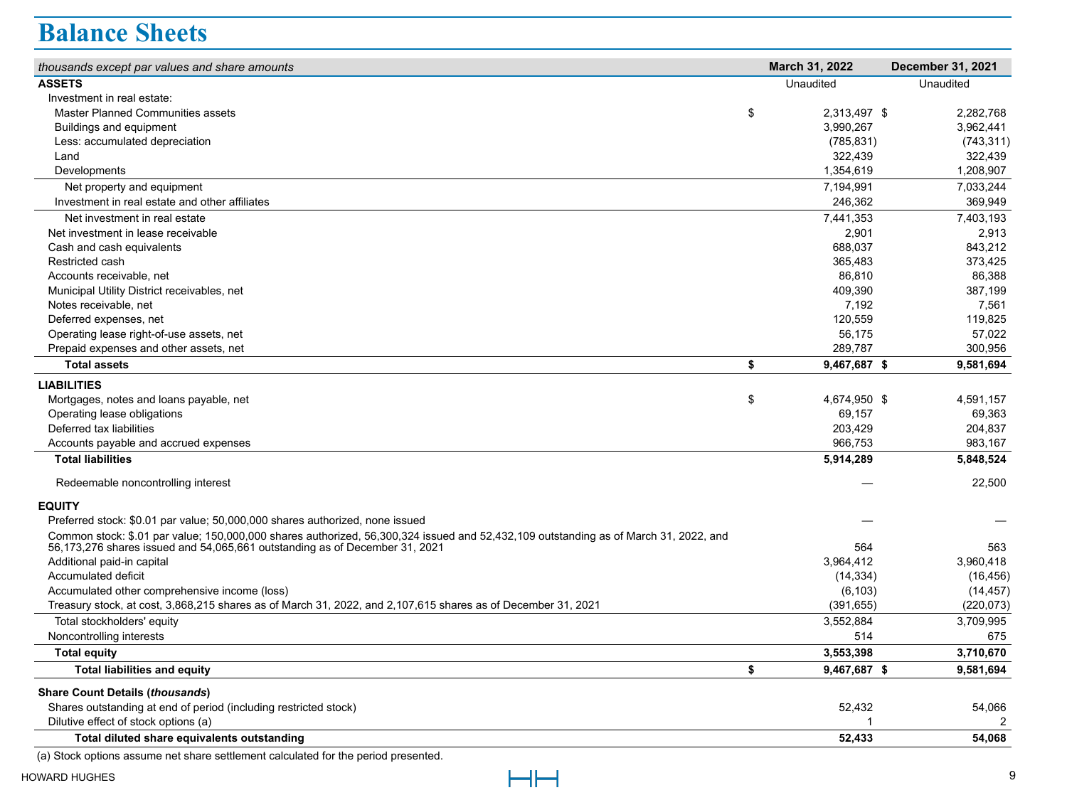# Balance Sheets

| *thousands except par values and share amounts* | March 31, 2022 | December 31, 2021 |
|---|---|---|
| **ASSETS** | Unaudited | Unaudited |
| Investment in real estate: | | |
| Master Planned Communities assets | $ 2,313,497 | $ 2,282,768 |
| Buildings and equipment | 3,990,267 | 3,962,441 |
| Less: accumulated depreciation | (785,831) | (743,311) |
| Land | 322,439 | 322,439 |
| Developments | 1,354,619 | 1,208,907 |
| Net property and equipment | 7,194,991 | 7,033,244 |
| Investment in real estate and other affiliates | 246,362 | 369,949 |
| Net investment in real estate | 7,441,353 | 7,403,193 |
| Net investment in lease receivable | 2,901 | 2,913 |
| Cash and cash equivalents | 688,037 | 843,212 |
| Restricted cash | 365,483 | 373,425 |
| Accounts receivable, net | 86,810 | 86,388 |
| Municipal Utility District receivables, net | 409,390 | 387,199 |
| Notes receivable, net | 7,192 | 7,561 |
| Deferred expenses, net | 120,559 | 119,825 |
| Operating lease right-of-use assets, net | 56,175 | 57,022 |
| Prepaid expenses and other assets, net | 289,787 | 300,956 |
| **Total assets** | **$ 9,467,687** | **$ 9,581,694** |
| **LIABILITIES** | | |
| Mortgages, notes and loans payable, net | $ 4,674,950 | $ 4,591,157 |
| Operating lease obligations | 69,157 | 69,363 |
| Deferred tax liabilities | 203,429 | 204,837 |
| Accounts payable and accrued expenses | 966,753 | 983,167 |
| **Total liabilities** | **5,914,289** | **5,848,524** |
| Redeemable noncontrolling interest | — | 22,500 |
| **EQUITY** | | |
| Preferred stock: $0.01 par value; 50,000,000 shares authorized, none issued | — | — |
| Common stock: $.01 par value; 150,000,000 shares authorized, 56,300,324 issued and 52,432,109 outstanding as of March 31, 2022, and 56,173,276 shares issued and 54,065,661 outstanding as of December 31, 2021 | 564 | 563 |
| Additional paid-in capital | 3,964,412 | 3,960,418 |
| Accumulated deficit | (14,334) | (16,456) |
| Accumulated other comprehensive income (loss) | (6,103) | (14,457) |
| Treasury stock, at cost, 3,868,215 shares as of March 31, 2022, and 2,107,615 shares as of December 31, 2021 | (391,655) | (220,073) |
| Total stockholders' equity | 3,552,884 | 3,709,995 |
| Noncontrolling interests | 514 | 675 |
| **Total equity** | **3,553,398** | **3,710,670** |
| **Total liabilities and equity** | **$ 9,467,687** | **$ 9,581,694** |
| **Share Count Details (*thousands*)** | | |
| Shares outstanding at end of period (including restricted stock) | 52,432 | 54,066 |
| Dilutive effect of stock options (a) | 1 | 2 |
| **Total diluted share equivalents outstanding** | **52,433** | **54,068** |

(a) Stock options assume net share settlement calculated for the period presented.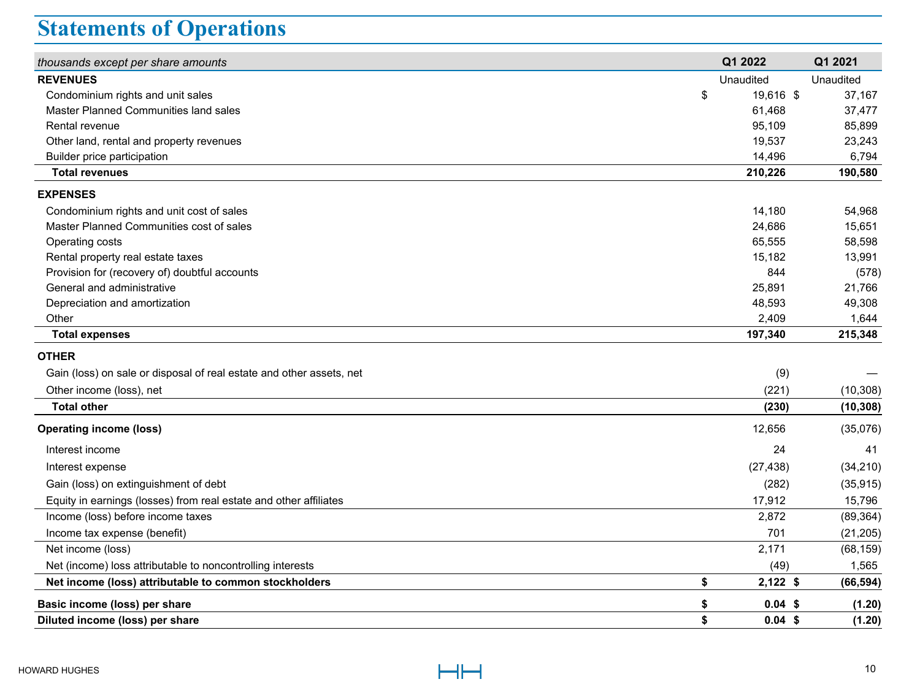# Statements of Operations

| *thousands except per share amounts* | Q1 2022 | Q1 2021 |
|---|---|---|
| **REVENUES** | Unaudited | Unaudited |
| Condominium rights and unit sales | $ 19,616 | $ 37,167 |
| Master Planned Communities land sales | 61,468 | 37,477 |
| Rental revenue | 95,109 | 85,899 |
| Other land, rental and property revenues | 19,537 | 23,243 |
| Builder price participation | 14,496 | 6,794 |
| **Total revenues** | **210,226** | **190,580** |
| **EXPENSES** | | |
| Condominium rights and unit cost of sales | 14,180 | 54,968 |
| Master Planned Communities cost of sales | 24,686 | 15,651 |
| Operating costs | 65,555 | 58,598 |
| Rental property real estate taxes | 15,182 | 13,991 |
| Provision for (recovery of) doubtful accounts | 844 | (578) |
| General and administrative | 25,891 | 21,766 |
| Depreciation and amortization | 48,593 | 49,308 |
| Other | 2,409 | 1,644 |
| **Total expenses** | **197,340** | **215,348** |
| **OTHER** | | |
| Gain (loss) on sale or disposal of real estate and other assets, net | (9) | — |
| Other income (loss), net | (221) | (10,308) |
| **Total other** | **(230)** | **(10,308)** |
| **Operating income (loss)** | 12,656 | (35,076) |
| Interest income | 24 | 41 |
| Interest expense | (27,438) | (34,210) |
| Gain (loss) on extinguishment of debt | (282) | (35,915) |
| Equity in earnings (losses) from real estate and other affiliates | 17,912 | 15,796 |
| Income (loss) before income taxes | 2,872 | (89,364) |
| Income tax expense (benefit) | 701 | (21,205) |
| Net income (loss) | 2,171 | (68,159) |
| Net (income) loss attributable to noncontrolling interests | (49) | 1,565 |
| **Net income (loss) attributable to common stockholders** | **$ 2,122** | **$ (66,594)** |
| **Basic income (loss) per share** | **$ 0.04** | **$ (1.20)** |
| **Diluted income (loss) per share** | **$ 0.04** | **$ (1.20)** |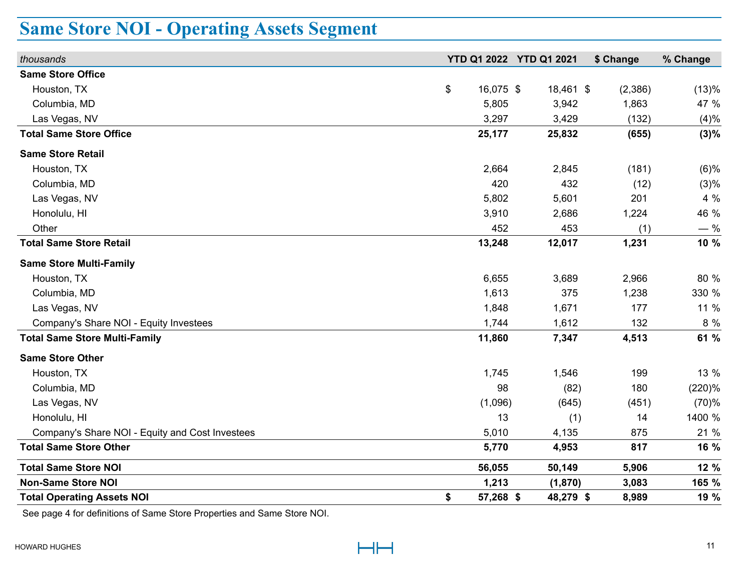# Same Store NOI - Operating Assets Segment

| *thousands* | YTD Q1 2022 | YTD Q1 2021 | $ Change | % Change |
|---|---|---|---|---|
| **Same Store Office** | | | | |
| Houston, TX | $ 16,075 | $ 18,461 | $ (2,386) | (13)% |
| Columbia, MD | 5,805 | 3,942 | 1,863 | 47 % |
| Las Vegas, NV | 3,297 | 3,429 | (132) | (4)% |
| **Total Same Store Office** | **25,177** | **25,832** | **(655)** | **(3)%** |
| **Same Store Retail** | | | | |
| Houston, TX | 2,664 | 2,845 | (181) | (6)% |
| Columbia, MD | 420 | 432 | (12) | (3)% |
| Las Vegas, NV | 5,802 | 5,601 | 201 | 4 % |
| Honolulu, HI | 3,910 | 2,686 | 1,224 | 46 % |
| Other | 452 | 453 | (1) | — % |
| **Total Same Store Retail** | **13,248** | **12,017** | **1,231** | **10 %** |
| **Same Store Multi-Family** | | | | |
| Houston, TX | 6,655 | 3,689 | 2,966 | 80 % |
| Columbia, MD | 1,613 | 375 | 1,238 | 330 % |
| Las Vegas, NV | 1,848 | 1,671 | 177 | 11 % |
| Company's Share NOI - Equity Investees | 1,744 | 1,612 | 132 | 8 % |
| **Total Same Store Multi-Family** | **11,860** | **7,347** | **4,513** | **61 %** |
| **Same Store Other** | | | | |
| Houston, TX | 1,745 | 1,546 | 199 | 13 % |
| Columbia, MD | 98 | (82) | 180 | (220)% |
| Las Vegas, NV | (1,096) | (645) | (451) | (70)% |
| Honolulu, HI | 13 | (1) | 14 | 1400 % |
| Company's Share NOI - Equity and Cost Investees | 5,010 | 4,135 | 875 | 21 % |
| **Total Same Store Other** | **5,770** | **4,953** | **817** | **16 %** |
| **Total Same Store NOI** | **56,055** | **50,149** | **5,906** | **12 %** |
| **Non-Same Store NOI** | **1,213** | **(1,870)** | **3,083** | **165 %** |
| **Total Operating Assets NOI** | **$ 57,268** | **$ 48,279** | **$ 8,989** | **19 %** |

See page 4 for definitions of Same Store Properties and Same Store NOI.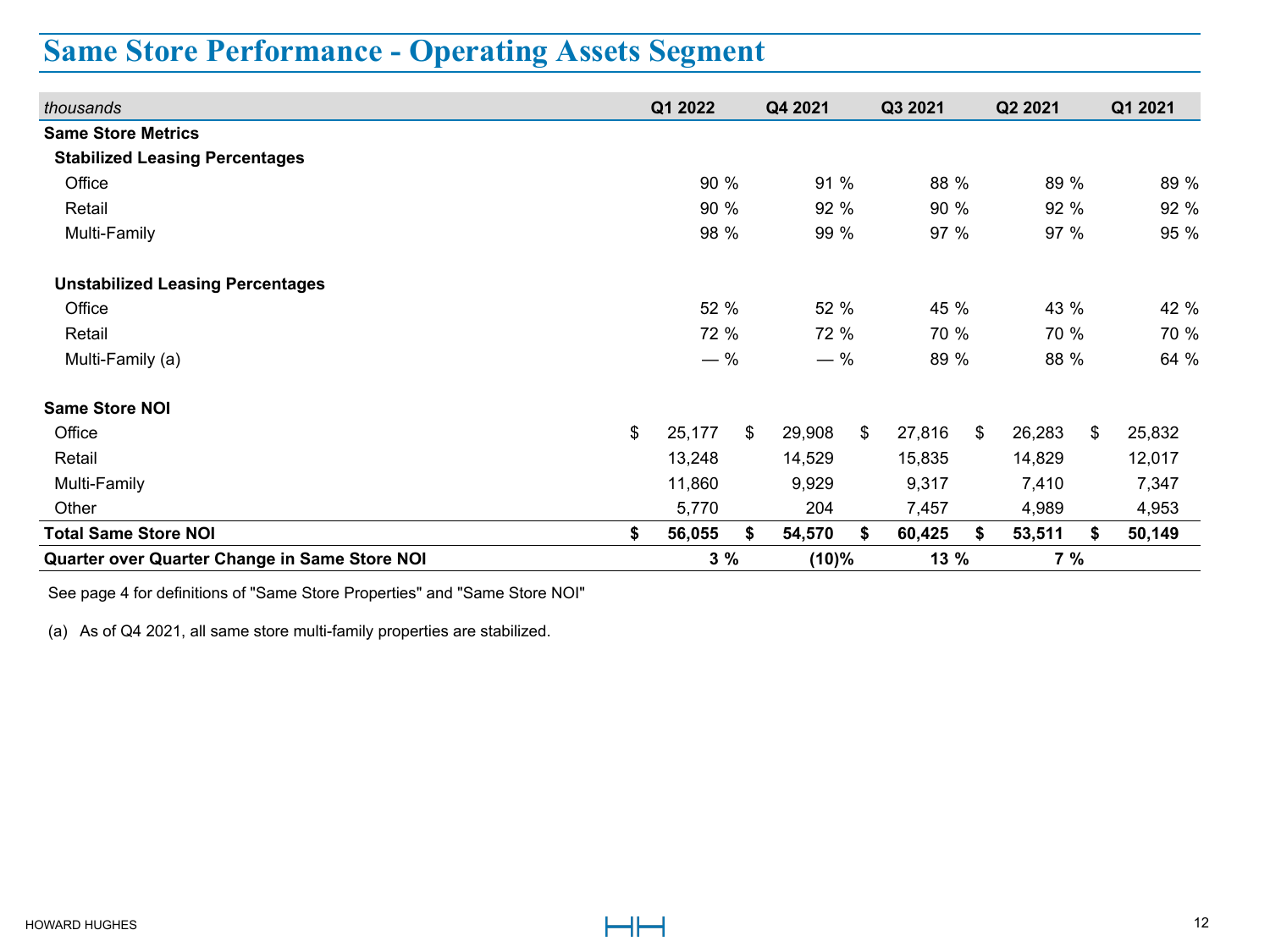# Same Store Performance - Operating Assets Segment

| *thousands* | Q1 2022 | Q4 2021 | Q3 2021 | Q2 2021 | Q1 2021 |
|---|---|---|---|---|---|
| **Same Store Metrics** | | | | | |
| **Stabilized Leasing Percentages** | | | | | |
| Office | 90 % | 91 % | 88 % | 89 % | 89 % |
| Retail | 90 % | 92 % | 90 % | 92 % | 92 % |
| Multi-Family | 98 % | 99 % | 97 % | 97 % | 95 % |
| **Unstabilized Leasing Percentages** | | | | | |
| Office | 52 % | 52 % | 45 % | 43 % | 42 % |
| Retail | 72 % | 72 % | 70 % | 70 % | 70 % |
| Multi-Family (a) | — % | — % | 89 % | 88 % | 64 % |
| **Same Store NOI** | | | | | |
| Office | $ 25,177 | $ 29,908 | $ 27,816 | $ 26,283 | $ 25,832 |
| Retail | 13,248 | 14,529 | 15,835 | 14,829 | 12,017 |
| Multi-Family | 11,860 | 9,929 | 9,317 | 7,410 | 7,347 |
| Other | 5,770 | 204 | 7,457 | 4,989 | 4,953 |
| **Total Same Store NOI** | **$ 56,055** | **$ 54,570** | **$ 60,425** | **$ 53,511** | **$ 50,149** |
| **Quarter over Quarter Change in Same Store NOI** | **3 %** | **(10)%** | **13 %** | **7 %** | |

See page 4 for definitions of "Same Store Properties" and "Same Store NOI"

(a) As of Q4 2021, all same store multi-family properties are stabilized.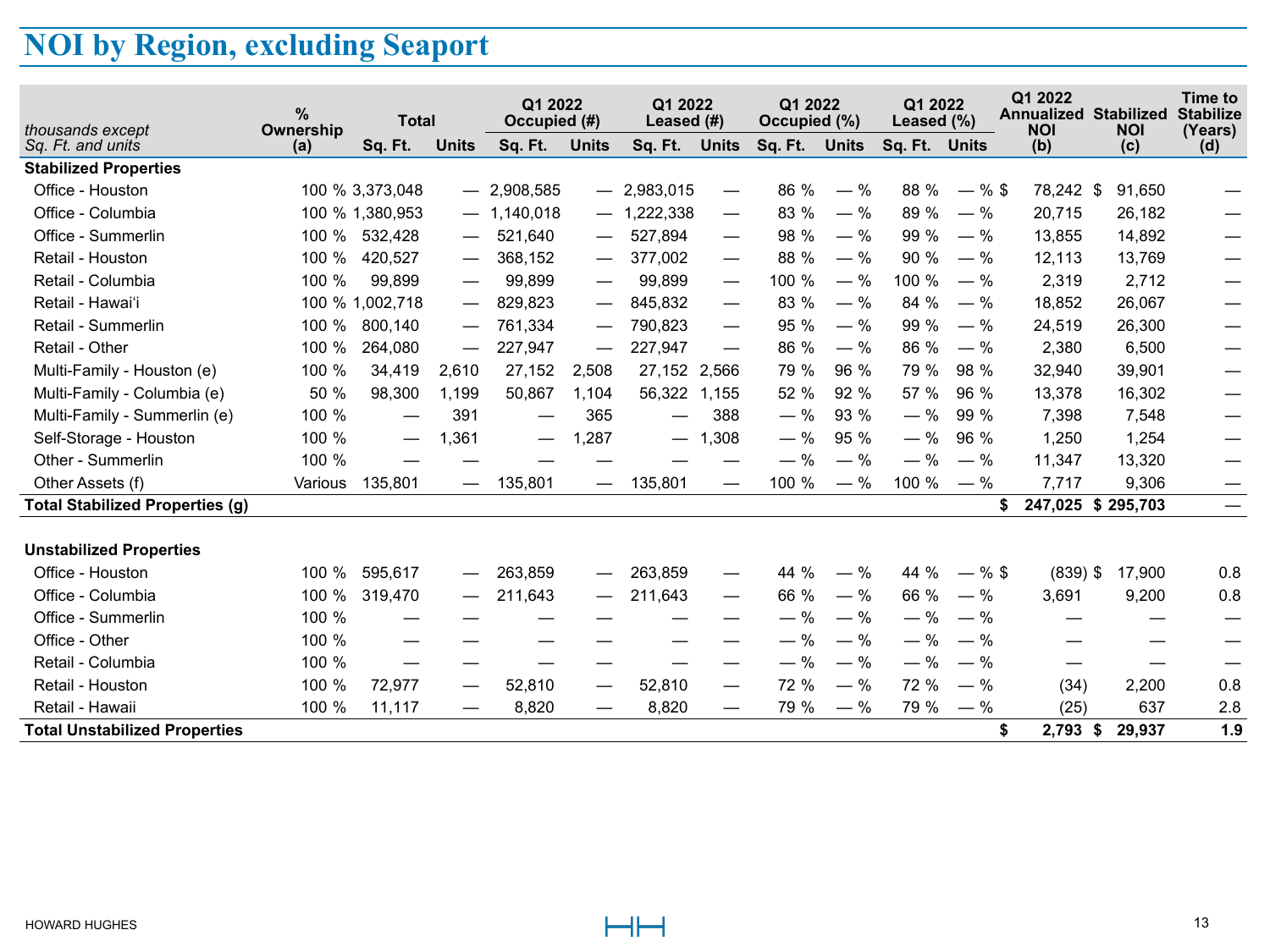# NOI by Region, excluding Seaport

| *thousands except Sq. Ft. and units* | % Ownership (a) | Total | | Q1 2022 Occupied (#) | | Q1 2022 Leased (#) | | Q1 2022 Occupied (%) | | Q1 2022 Leased (%) | | Q1 2022 Annualized NOI (b) | Stabilized NOI (c) | Time to Stabilize (Years) (d) |
|---|---|---|---|---|---|---|---|---|---|---|---|---|---|---|
| | | Sq. Ft. | Units | Sq. Ft. | Units | Sq. Ft. | Units | Sq. Ft. | Units | Sq. Ft. | Units | | | |
| **Stabilized Properties** | | | | | | | | | | | | | | |
| Office - Houston | 100 % | 3,373,048 | — | 2,908,585 | — | 2,983,015 | — | 86 % | — % | 88 % | — % | $ 78,242 | $ 91,650 | — |
| Office - Columbia | 100 % | 1,380,953 | — | 1,140,018 | — | 1,222,338 | — | 83 % | — % | 89 % | — % | 20,715 | 26,182 | — |
| Office - Summerlin | 100 % | 532,428 | — | 521,640 | — | 527,894 | — | 98 % | — % | 99 % | — % | 13,855 | 14,892 | — |
| Retail - Houston | 100 % | 420,527 | — | 368,152 | — | 377,002 | — | 88 % | — % | 90 % | — % | 12,113 | 13,769 | — |
| Retail - Columbia | 100 % | 99,899 | — | 99,899 | — | 99,899 | — | 100 % | — % | 100 % | — % | 2,319 | 2,712 | — |
| Retail - Hawaiʻi | 100 % | 1,002,718 | — | 829,823 | — | 845,832 | — | 83 % | — % | 84 % | — % | 18,852 | 26,067 | — |
| Retail - Summerlin | 100 % | 800,140 | — | 761,334 | — | 790,823 | — | 95 % | — % | 99 % | — % | 24,519 | 26,300 | — |
| Retail - Other | 100 % | 264,080 | — | 227,947 | — | 227,947 | — | 86 % | — % | 86 % | — % | 2,380 | 6,500 | — |
| Multi-Family - Houston (e) | 100 % | 34,419 | 2,610 | 27,152 | 2,508 | 27,152 | 2,566 | 79 % | 96 % | 79 % | 98 % | 32,940 | 39,901 | — |
| Multi-Family - Columbia (e) | 50 % | 98,300 | 1,199 | 50,867 | 1,104 | 56,322 | 1,155 | 52 % | 92 % | 57 % | 96 % | 13,378 | 16,302 | — |
| Multi-Family - Summerlin (e) | 100 % | — | 391 | — | 365 | — | 388 | — % | 93 % | — % | 99 % | 7,398 | 7,548 | — |
| Self-Storage - Houston | 100 % | — | 1,361 | — | 1,287 | — | 1,308 | — % | 95 % | — % | 96 % | 1,250 | 1,254 | — |
| Other - Summerlin | 100 % | — | — | — | — | — | — | — % | — % | — % | — % | 11,347 | 13,320 | — |
| Other Assets (f) | Various | 135,801 | — | 135,801 | — | 135,801 | — | 100 % | — % | 100 % | — % | 7,717 | 9,306 | — |
| **Total Stabilized Properties (g)** | | | | | | | | | | | | **$ 247,025** | **$ 295,703** | **—** |
| **Unstabilized Properties** | | | | | | | | | | | | | | |
| Office - Houston | 100 % | 595,617 | — | 263,859 | — | 263,859 | — | 44 % | — % | 44 % | — % | $ (839) | $ 17,900 | 0.8 |
| Office - Columbia | 100 % | 319,470 | — | 211,643 | — | 211,643 | — | 66 % | — % | 66 % | — % | 3,691 | 9,200 | 0.8 |
| Office - Summerlin | 100 % | — | — | — | — | — | — | — % | — % | — % | — % | — | — | — |
| Office - Other | 100 % | — | — | — | — | — | — | — % | — % | — % | — % | — | — | — |
| Retail - Columbia | 100 % | — | — | — | — | — | — | — % | — % | — % | — % | — | — | — |
| Retail - Houston | 100 % | 72,977 | — | 52,810 | — | 52,810 | — | 72 % | — % | 72 % | — % | (34) | 2,200 | 0.8 |
| Retail - Hawaii | 100 % | 11,117 | — | 8,820 | — | 8,820 | — | 79 % | — % | 79 % | — % | (25) | 637 | 2.8 |
| **Total Unstabilized Properties** | | | | | | | | | | | | **$ 2,793** | **$ 29,937** | **1.9** |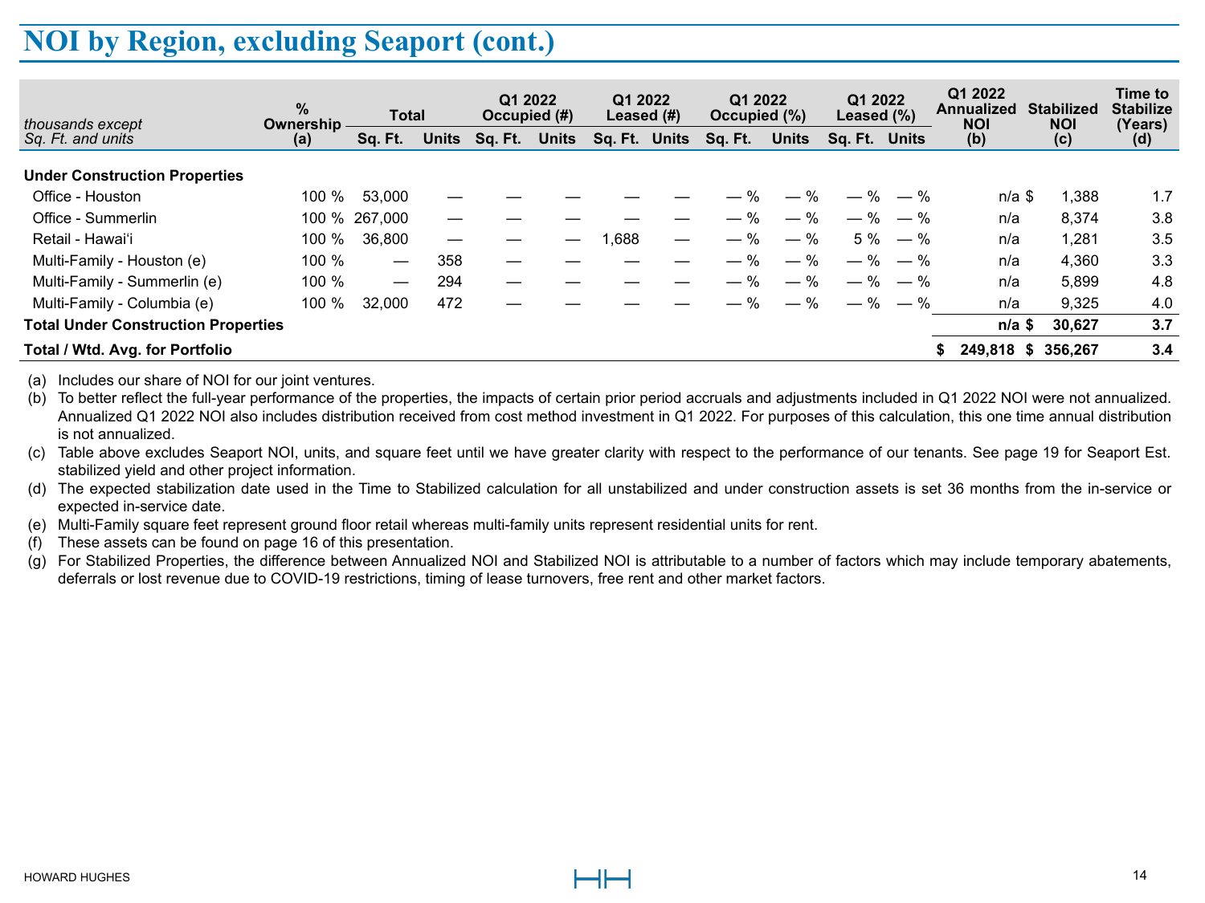# NOI by Region, excluding Seaport (cont.)

| *thousands except Sq. Ft. and units* | % Ownership (a) | Total | | Q1 2022 Occupied (#) | | Q1 2022 Leased (#) | | Q1 2022 Occupied (%) | | Q1 2022 Leased (%) | | Q1 2022 Annualized NOI (b) | Stabilized NOI (c) | Time to Stabilize (Years) (d) |
|---|---|---|---|---|---|---|---|---|---|---|---|---|---|---|
| | | Sq. Ft. | Units | Sq. Ft. | Units | Sq. Ft. | Units | Sq. Ft. | Units | Sq. Ft. | Units | | | |
| **Under Construction Properties** | | | | | | | | | | | | | | |
| Office - Houston | 100 % | 53,000 | — | — | — | — | — | — % | — % | — % | — % | n/a | $ 1,388 | 1.7 |
| Office - Summerlin | 100 % | 267,000 | — | — | — | — | — | — % | — % | — % | — % | n/a | 8,374 | 3.8 |
| Retail - Hawaiʻi | 100 % | 36,800 | — | — | — | 1,688 | — | — % | — % | 5 % | — % | n/a | 1,281 | 3.5 |
| Multi-Family - Houston (e) | 100 % | — | 358 | — | — | — | — | — % | — % | — % | — % | n/a | 4,360 | 3.3 |
| Multi-Family - Summerlin (e) | 100 % | — | 294 | — | — | — | — | — % | — % | — % | — % | n/a | 5,899 | 4.8 |
| Multi-Family - Columbia (e) | 100 % | 32,000 | 472 | — | — | — | — | — % | — % | — % | — % | n/a | 9,325 | 4.0 |
| **Total Under Construction Properties** | | | | | | | | | | | | **n/a** | **$ 30,627** | **3.7** |
| **Total / Wtd. Avg. for Portfolio** | | | | | | | | | | | | **$ 249,818** | **$ 356,267** | **3.4** |

(a) Includes our share of NOI for our joint ventures.

(b) To better reflect the full-year performance of the properties, the impacts of certain prior period accruals and adjustments included in Q1 2022 NOI were not annualized. Annualized Q1 2022 NOI also includes distribution received from cost method investment in Q1 2022. For purposes of this calculation, this one time annual distribution is not annualized.

(c) Table above excludes Seaport NOI, units, and square feet until we have greater clarity with respect to the performance of our tenants. See page 19 for Seaport Est. stabilized yield and other project information.

(d) The expected stabilization date used in the Time to Stabilized calculation for all unstabilized and under construction assets is set 36 months from the in-service or expected in-service date.

(e) Multi-Family square feet represent ground floor retail whereas multi-family units represent residential units for rent.

(f) These assets can be found on page 16 of this presentation.

(g) For Stabilized Properties, the difference between Annualized NOI and Stabilized NOI is attributable to a number of factors which may include temporary abatements, deferrals or lost revenue due to COVID-19 restrictions, timing of lease turnovers, free rent and other market factors.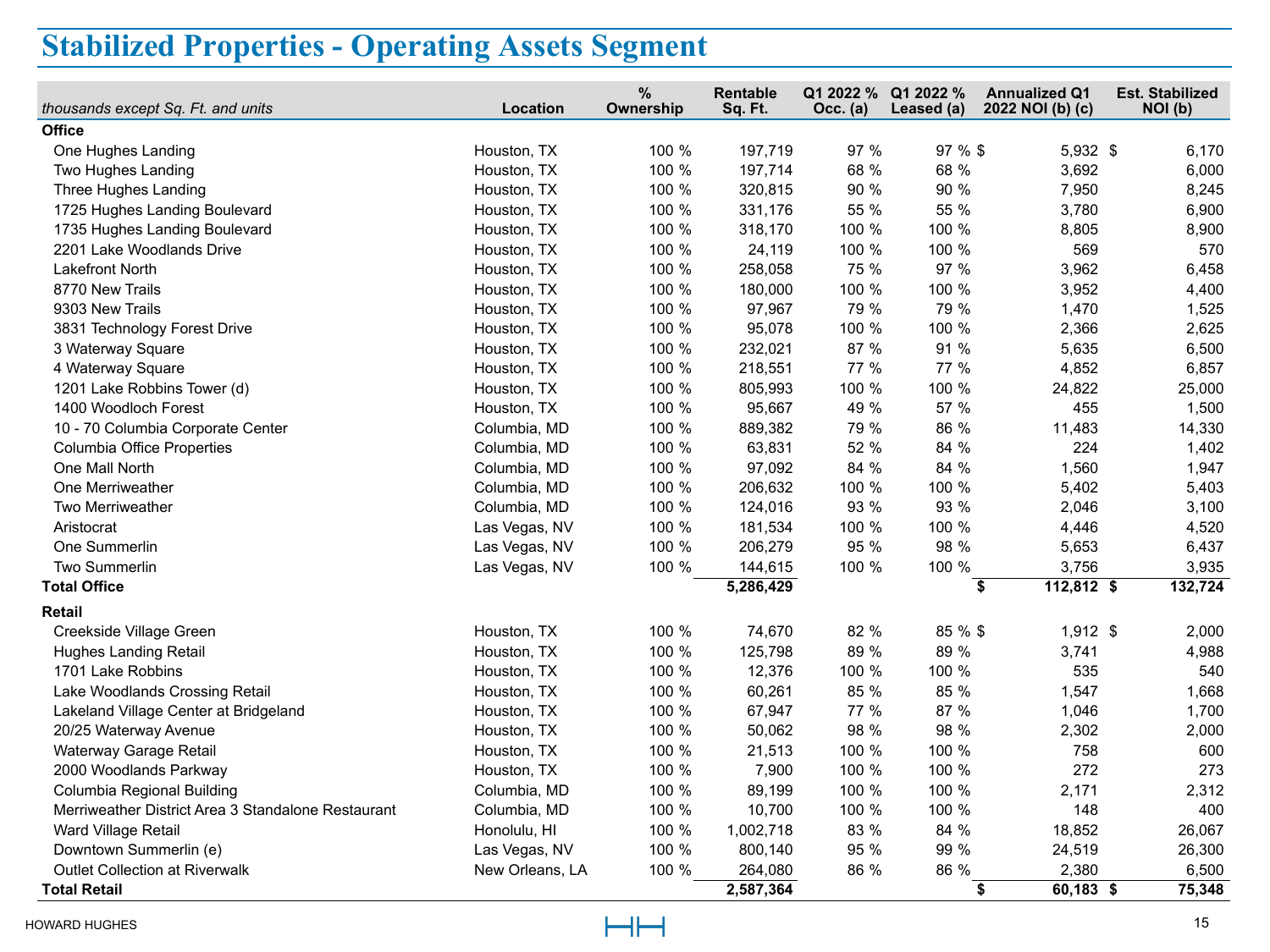# Stabilized Properties - Operating Assets Segment

| *thousands except Sq. Ft. and units* | Location | % Ownership | Rentable Sq. Ft. | Q1 2022 % Occ. (a) | Q1 2022 % Leased (a) | Annualized Q1 2022 NOI (b) (c) | Est. Stabilized NOI (b) |
|---|---|---|---|---|---|---|---|
| **Office** | | | | | | | |
| One Hughes Landing | Houston, TX | 100 % | 197,719 | 97 % | 97 % | $ 5,932 | $ 6,170 |
| Two Hughes Landing | Houston, TX | 100 % | 197,714 | 68 % | 68 % | 3,692 | 6,000 |
| Three Hughes Landing | Houston, TX | 100 % | 320,815 | 90 % | 90 % | 7,950 | 8,245 |
| 1725 Hughes Landing Boulevard | Houston, TX | 100 % | 331,176 | 55 % | 55 % | 3,780 | 6,900 |
| 1735 Hughes Landing Boulevard | Houston, TX | 100 % | 318,170 | 100 % | 100 % | 8,805 | 8,900 |
| 2201 Lake Woodlands Drive | Houston, TX | 100 % | 24,119 | 100 % | 100 % | 569 | 570 |
| Lakefront North | Houston, TX | 100 % | 258,058 | 75 % | 97 % | 3,962 | 6,458 |
| 8770 New Trails | Houston, TX | 100 % | 180,000 | 100 % | 100 % | 3,952 | 4,400 |
| 9303 New Trails | Houston, TX | 100 % | 97,967 | 79 % | 79 % | 1,470 | 1,525 |
| 3831 Technology Forest Drive | Houston, TX | 100 % | 95,078 | 100 % | 100 % | 2,366 | 2,625 |
| 3 Waterway Square | Houston, TX | 100 % | 232,021 | 87 % | 91 % | 5,635 | 6,500 |
| 4 Waterway Square | Houston, TX | 100 % | 218,551 | 77 % | 77 % | 4,852 | 6,857 |
| 1201 Lake Robbins Tower (d) | Houston, TX | 100 % | 805,993 | 100 % | 100 % | 24,822 | 25,000 |
| 1400 Woodloch Forest | Houston, TX | 100 % | 95,667 | 49 % | 57 % | 455 | 1,500 |
| 10 - 70 Columbia Corporate Center | Columbia, MD | 100 % | 889,382 | 79 % | 86 % | 11,483 | 14,330 |
| Columbia Office Properties | Columbia, MD | 100 % | 63,831 | 52 % | 84 % | 224 | 1,402 |
| One Mall North | Columbia, MD | 100 % | 97,092 | 84 % | 84 % | 1,560 | 1,947 |
| One Merriweather | Columbia, MD | 100 % | 206,632 | 100 % | 100 % | 5,402 | 5,403 |
| Two Merriweather | Columbia, MD | 100 % | 124,016 | 93 % | 93 % | 2,046 | 3,100 |
| Aristocrat | Las Vegas, NV | 100 % | 181,534 | 100 % | 100 % | 4,446 | 4,520 |
| One Summerlin | Las Vegas, NV | 100 % | 206,279 | 95 % | 98 % | 5,653 | 6,437 |
| Two Summerlin | Las Vegas, NV | 100 % | 144,615 | 100 % | 100 % | 3,756 | 3,935 |
| **Total Office** | | | **5,286,429** | | | **$ 112,812** | **$ 132,724** |
| **Retail** | | | | | | | |
| Creekside Village Green | Houston, TX | 100 % | 74,670 | 82 % | 85 % | $ 1,912 | $ 2,000 |
| Hughes Landing Retail | Houston, TX | 100 % | 125,798 | 89 % | 89 % | 3,741 | 4,988 |
| 1701 Lake Robbins | Houston, TX | 100 % | 12,376 | 100 % | 100 % | 535 | 540 |
| Lake Woodlands Crossing Retail | Houston, TX | 100 % | 60,261 | 85 % | 85 % | 1,547 | 1,668 |
| Lakeland Village Center at Bridgeland | Houston, TX | 100 % | 67,947 | 77 % | 87 % | 1,046 | 1,700 |
| 20/25 Waterway Avenue | Houston, TX | 100 % | 50,062 | 98 % | 98 % | 2,302 | 2,000 |
| Waterway Garage Retail | Houston, TX | 100 % | 21,513 | 100 % | 100 % | 758 | 600 |
| 2000 Woodlands Parkway | Houston, TX | 100 % | 7,900 | 100 % | 100 % | 272 | 273 |
| Columbia Regional Building | Columbia, MD | 100 % | 89,199 | 100 % | 100 % | 2,171 | 2,312 |
| Merriweather District Area 3 Standalone Restaurant | Columbia, MD | 100 % | 10,700 | 100 % | 100 % | 148 | 400 |
| Ward Village Retail | Honolulu, HI | 100 % | 1,002,718 | 83 % | 84 % | 18,852 | 26,067 |
| Downtown Summerlin (e) | Las Vegas, NV | 100 % | 800,140 | 95 % | 99 % | 24,519 | 26,300 |
| Outlet Collection at Riverwalk | New Orleans, LA | 100 % | 264,080 | 86 % | 86 % | 2,380 | 6,500 |
| **Total Retail** | | | **2,587,364** | | | **$ 60,183** | **$ 75,348** |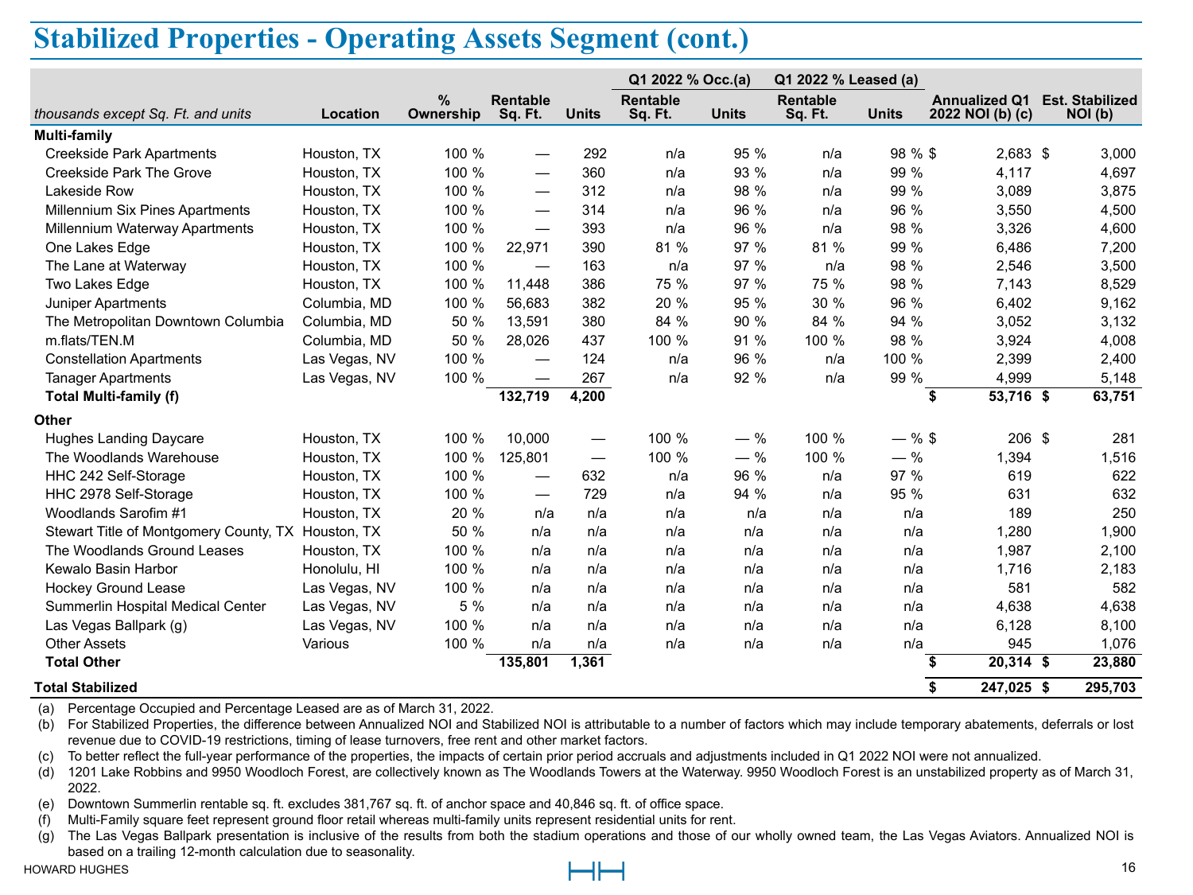# Stabilized Properties - Operating Assets Segment (cont.)

| *thousands except Sq. Ft. and units* | Location | % Ownership | Rentable Sq. Ft. | Units | Q1 2022 % Occ.(a) Rentable Sq. Ft. | Q1 2022 % Occ.(a) Units | Q1 2022 % Leased (a) Rentable Sq. Ft. | Q1 2022 % Leased (a) Units | Annualized Q1 2022 NOI (b) (c) | Est. Stabilized NOI (b) |
|---|---|---|---|---|---|---|---|---|---|---|
| **Multi-family** | | | | | | | | | | |
| Creekside Park Apartments | Houston, TX | 100 % | — | 292 | n/a | 95 % | n/a | 98 % | $ 2,683 | $ 3,000 |
| Creekside Park The Grove | Houston, TX | 100 % | — | 360 | n/a | 93 % | n/a | 99 % | 4,117 | 4,697 |
| Lakeside Row | Houston, TX | 100 % | — | 312 | n/a | 98 % | n/a | 99 % | 3,089 | 3,875 |
| Millennium Six Pines Apartments | Houston, TX | 100 % | — | 314 | n/a | 96 % | n/a | 96 % | 3,550 | 4,500 |
| Millennium Waterway Apartments | Houston, TX | 100 % | — | 393 | n/a | 96 % | n/a | 98 % | 3,326 | 4,600 |
| One Lakes Edge | Houston, TX | 100 % | 22,971 | 390 | 81 % | 97 % | 81 % | 99 % | 6,486 | 7,200 |
| The Lane at Waterway | Houston, TX | 100 % | — | 163 | n/a | 97 % | n/a | 98 % | 2,546 | 3,500 |
| Two Lakes Edge | Houston, TX | 100 % | 11,448 | 386 | 75 % | 97 % | 75 % | 98 % | 7,143 | 8,529 |
| Juniper Apartments | Columbia, MD | 100 % | 56,683 | 382 | 20 % | 95 % | 30 % | 96 % | 6,402 | 9,162 |
| The Metropolitan Downtown Columbia | Columbia, MD | 50 % | 13,591 | 380 | 84 % | 90 % | 84 % | 94 % | 3,052 | 3,132 |
| m.flats/TEN.M | Columbia, MD | 50 % | 28,026 | 437 | 100 % | 91 % | 100 % | 98 % | 3,924 | 4,008 |
| Constellation Apartments | Las Vegas, NV | 100 % | — | 124 | n/a | 96 % | n/a | 100 % | 2,399 | 2,400 |
| Tanager Apartments | Las Vegas, NV | 100 % | — | 267 | n/a | 92 % | n/a | 99 % | 4,999 | 5,148 |
| **Total Multi-family (f)** | | | **132,719** | **4,200** | | | | | **$ 53,716** | **$ 63,751** |
| **Other** | | | | | | | | | | |
| Hughes Landing Daycare | Houston, TX | 100 % | 10,000 | — | 100 % | — % | 100 % | — % | $ 206 | $ 281 |
| The Woodlands Warehouse | Houston, TX | 100 % | 125,801 | — | 100 % | — % | 100 % | — % | 1,394 | 1,516 |
| HHC 242 Self-Storage | Houston, TX | 100 % | — | 632 | n/a | 96 % | n/a | 97 % | 619 | 622 |
| HHC 2978 Self-Storage | Houston, TX | 100 % | — | 729 | n/a | 94 % | n/a | 95 % | 631 | 632 |
| Woodlands Sarofim #1 | Houston, TX | 20 % | n/a | n/a | n/a | n/a | n/a | n/a | 189 | 250 |
| Stewart Title of Montgomery County, TX | Houston, TX | 50 % | n/a | n/a | n/a | n/a | n/a | n/a | 1,280 | 1,900 |
| The Woodlands Ground Leases | Houston, TX | 100 % | n/a | n/a | n/a | n/a | n/a | n/a | 1,987 | 2,100 |
| Kewalo Basin Harbor | Honolulu, HI | 100 % | n/a | n/a | n/a | n/a | n/a | n/a | 1,716 | 2,183 |
| Hockey Ground Lease | Las Vegas, NV | 100 % | n/a | n/a | n/a | n/a | n/a | n/a | 581 | 582 |
| Summerlin Hospital Medical Center | Las Vegas, NV | 5 % | n/a | n/a | n/a | n/a | n/a | n/a | 4,638 | 4,638 |
| Las Vegas Ballpark (g) | Las Vegas, NV | 100 % | n/a | n/a | n/a | n/a | n/a | n/a | 6,128 | 8,100 |
| Other Assets | Various | 100 % | n/a | n/a | n/a | n/a | n/a | n/a | 945 | 1,076 |
| **Total Other** | | | **135,801** | **1,361** | | | | | **$ 20,314** | **$ 23,880** |
| **Total Stabilized** | | | | | | | | | **$ 247,025** | **$ 295,703** |

(a) Percentage Occupied and Percentage Leased are as of March 31, 2022.

(b) For Stabilized Properties, the difference between Annualized NOI and Stabilized NOI is attributable to a number of factors which may include temporary abatements, deferrals or lost revenue due to COVID-19 restrictions, timing of lease turnovers, free rent and other market factors.

(c) To better reflect the full-year performance of the properties, the impacts of certain prior period accruals and adjustments included in Q1 2022 NOI were not annualized.

(d) 1201 Lake Robbins and 9950 Woodloch Forest, are collectively known as The Woodlands Towers at the Waterway. 9950 Woodloch Forest is an unstabilized property as of March 31, 2022.

(e) Downtown Summerlin rentable sq. ft. excludes 381,767 sq. ft. of anchor space and 40,846 sq. ft. of office space.

(f) Multi-Family square feet represent ground floor retail whereas multi-family units represent residential units for rent.

(g) The Las Vegas Ballpark presentation is inclusive of the results from both the stadium operations and those of our wholly owned team, the Las Vegas Aviators. Annualized NOI is based on a trailing 12-month calculation due to seasonality.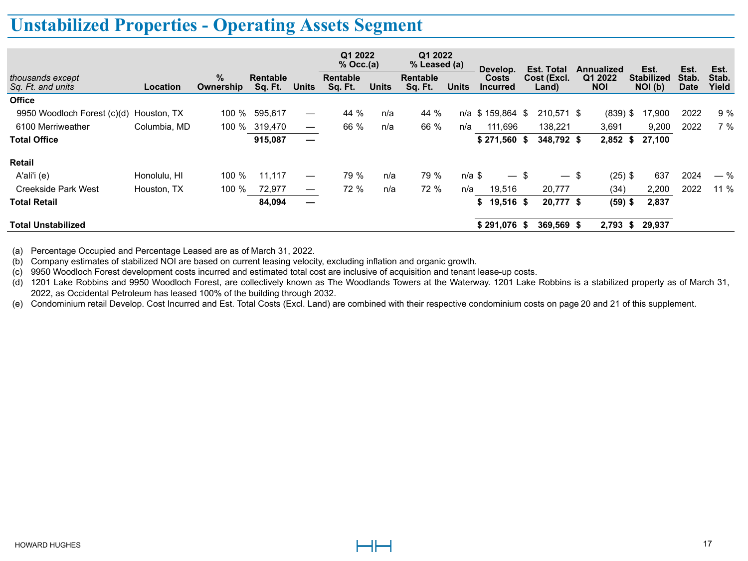# Unstabilized Properties - Operating Assets Segment

| *thousands except Sq. Ft. and units* | Location | % Ownership | Rentable Sq. Ft. | Units | Q1 2022 % Occ.(a) Rentable Sq. Ft. | Q1 2022 % Occ.(a) Units | Q1 2022 % Leased (a) Rentable Sq. Ft. | Q1 2022 % Leased (a) Units | Develop. Costs Incurred | Est. Total Cost (Excl. Land) | Annualized Q1 2022 NOI | Est. Stabilized NOI (b) | Est. Stab. Date | Est. Stab. Yield |
|---|---|---|---|---|---|---|---|---|---|---|---|---|---|---|
| **Office** | | | | | | | | | | | | | | |
| 9950 Woodloch Forest (c)(d) | Houston, TX | 100 % | 595,617 | — | 44 % | n/a | 44 % | n/a | $ 159,864 | $ 210,571 | $ (839) | $ 17,900 | 2022 | 9 % |
| 6100 Merriweather | Columbia, MD | 100 % | 319,470 | — | 66 % | n/a | 66 % | n/a | 111,696 | 138,221 | 3,691 | 9,200 | 2022 | 7 % |
| **Total Office** | | | **915,087** | **—** | | | | | **$ 271,560** | **$ 348,792** | **$ 2,852** | **$ 27,100** | | |
| **Retail** | | | | | | | | | | | | | | |
| A'ali'i (e) | Honolulu, HI | 100 % | 11,117 | — | 79 % | n/a | 79 % | n/a | $ — | $ — | $ (25) | $ 637 | 2024 | — % |
| Creekside Park West | Houston, TX | 100 % | 72,977 | — | 72 % | n/a | 72 % | n/a | 19,516 | 20,777 | (34) | 2,200 | 2022 | 11 % |
| **Total Retail** | | | **84,094** | **—** | | | | | **$ 19,516** | **$ 20,777** | **$ (59)** | **$ 2,837** | | |
| **Total Unstabilized** | | | | | | | | | **$ 291,076** | **$ 369,569** | **$ 2,793** | **$ 29,937** | | |

(a) Percentage Occupied and Percentage Leased are as of March 31, 2022.
(b) Company estimates of stabilized NOI are based on current leasing velocity, excluding inflation and organic growth.
(c) 9950 Woodloch Forest development costs incurred and estimated total cost are inclusive of acquisition and tenant lease-up costs.
(d) 1201 Lake Robbins and 9950 Woodloch Forest, are collectively known as The Woodlands Towers at the Waterway. 1201 Lake Robbins is a stabilized property as of March 31, 2022, as Occidental Petroleum has leased 100% of the building through 2032.
(e) Condominium retail Develop. Cost Incurred and Est. Total Costs (Excl. Land) are combined with their respective condominium costs on page 20 and 21 of this supplement.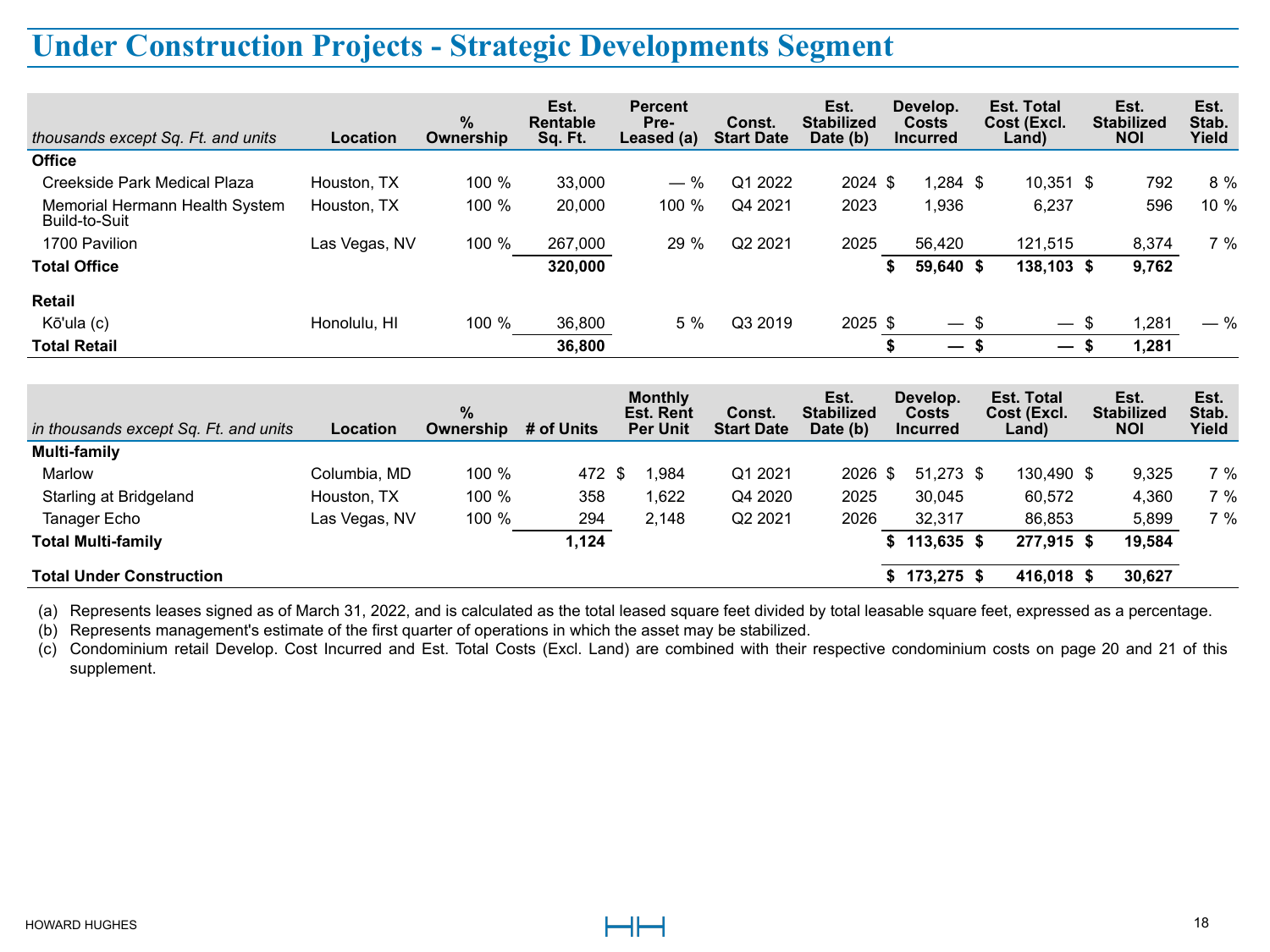# Under Construction Projects - Strategic Developments Segment

| *thousands except Sq. Ft. and units* | Location | % Ownership | Est. Rentable Sq. Ft. | Percent Pre-Leased (a) | Const. Start Date | Est. Stabilized Date (b) | Develop. Costs Incurred | Est. Total Cost (Excl. Land) | Est. Stabilized NOI | Est. Stab. Yield |
|---|---|---|---|---|---|---|---|---|---|---|
| **Office** | | | | | | | | | | |
| Creekside Park Medical Plaza | Houston, TX | 100 % | 33,000 | — % | Q1 2022 | 2024 | $ 1,284 | $ 10,351 | $ 792 | 8 % |
| Memorial Hermann Health System Build-to-Suit | Houston, TX | 100 % | 20,000 | 100 % | Q4 2021 | 2023 | 1,936 | 6,237 | 596 | 10 % |
| 1700 Pavilion | Las Vegas, NV | 100 % | 267,000 | 29 % | Q2 2021 | 2025 | 56,420 | 121,515 | 8,374 | 7 % |
| **Total Office** | | | **320,000** | | | | **$ 59,640** | **$ 138,103** | **$ 9,762** | |
| **Retail** | | | | | | | | | | |
| Kōʻula (c) | Honolulu, HI | 100 % | 36,800 | 5 % | Q3 2019 | 2025 | $ — | $ — | $ 1,281 | — % |
| **Total Retail** | | | **36,800** | | | | **$ —** | **$ —** | **$ 1,281** | |

| *in thousands except Sq. Ft. and units* | Location | % Ownership | # of Units | Monthly Est. Rent Per Unit | Const. Start Date | Est. Stabilized Date (b) | Develop. Costs Incurred | Est. Total Cost (Excl. Land) | Est. Stabilized NOI | Est. Stab. Yield |
|---|---|---|---|---|---|---|---|---|---|---|
| **Multi-family** | | | | | | | | | | |
| Marlow | Columbia, MD | 100 % | 472 | $ 1,984 | Q1 2021 | 2026 | $ 51,273 | $ 130,490 | $ 9,325 | 7 % |
| Starling at Bridgeland | Houston, TX | 100 % | 358 | 1,622 | Q4 2020 | 2025 | 30,045 | 60,572 | 4,360 | 7 % |
| Tanager Echo | Las Vegas, NV | 100 % | 294 | 2,148 | Q2 2021 | 2026 | 32,317 | 86,853 | 5,899 | 7 % |
| **Total Multi-family** | | | **1,124** | | | | **$ 113,635** | **$ 277,915** | **$ 19,584** | |
| **Total Under Construction** | | | | | | | **$ 173,275** | **$ 416,018** | **$ 30,627** | |

(a) Represents leases signed as of March 31, 2022, and is calculated as the total leased square feet divided by total leasable square feet, expressed as a percentage.

(b) Represents management's estimate of the first quarter of operations in which the asset may be stabilized.

(c) Condominium retail Develop. Cost Incurred and Est. Total Costs (Excl. Land) are combined with their respective condominium costs on page 20 and 21 of this supplement.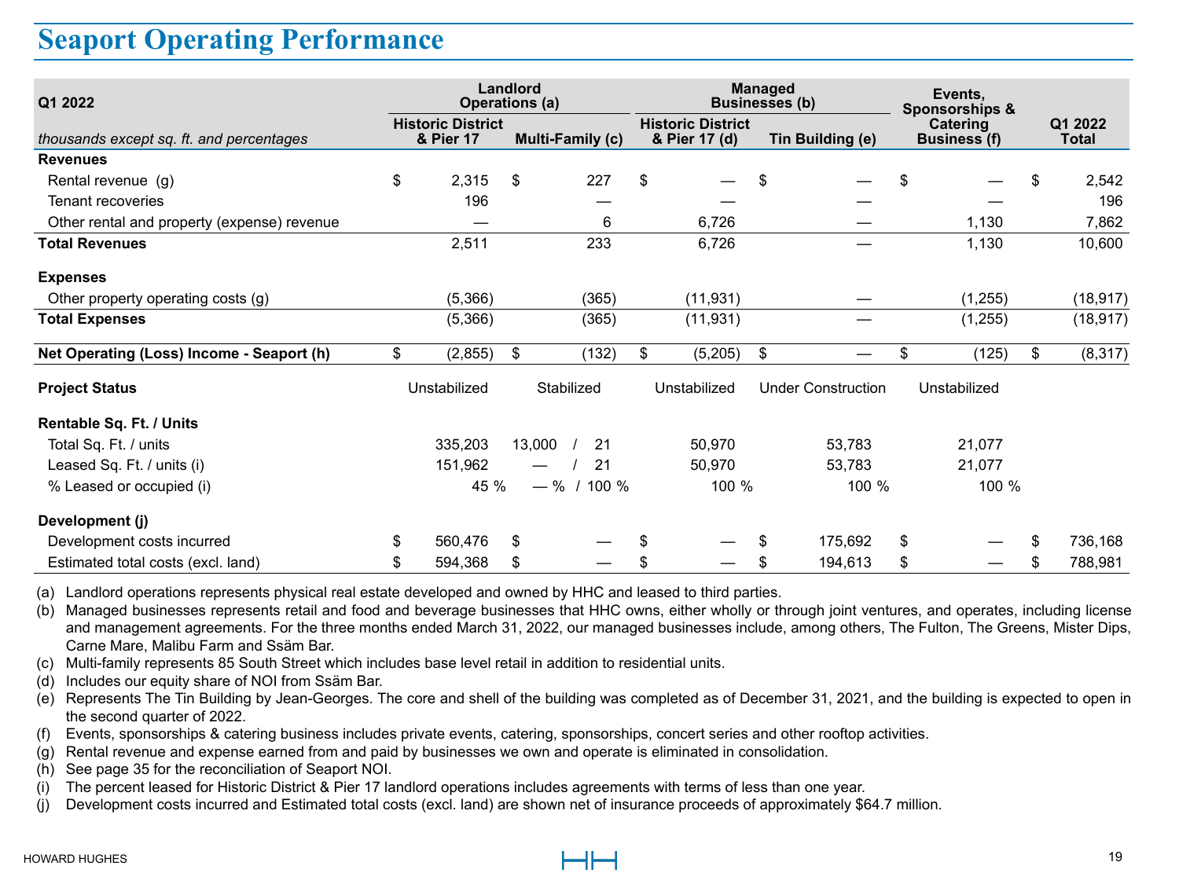# Seaport Operating Performance

| Q1 2022 | Landlord Operations (a) | | Managed Businesses (b) | | Events, Sponsorships & Catering Business (f) | Q1 2022 Total |
|---|---|---|---|---|---|---|
| *thousands except sq. ft. and percentages* | Historic District & Pier 17 | Multi-Family (c) | Historic District & Pier 17 (d) | Tin Building (e) | | |
| **Revenues** | | | | | | |
| Rental revenue (g) | $ 2,315 | $ 227 | $ — | $ — | $ — | $ 2,542 |
| Tenant recoveries | 196 | — | — | — | — | 196 |
| Other rental and property (expense) revenue | — | 6 | 6,726 | — | 1,130 | 7,862 |
| **Total Revenues** | 2,511 | 233 | 6,726 | — | 1,130 | 10,600 |
| **Expenses** | | | | | | |
| Other property operating costs (g) | (5,366) | (365) | (11,931) | — | (1,255) | (18,917) |
| **Total Expenses** | (5,366) | (365) | (11,931) | — | (1,255) | (18,917) |
| **Net Operating (Loss) Income - Seaport (h)** | $ (2,855) | $ (132) | $ (5,205) | $ — | $ (125) | $ (8,317) |
| **Project Status** | Unstabilized | Stabilized | Unstabilized | Under Construction | Unstabilized | |
| **Rentable Sq. Ft. / Units** | | | | | | |
| Total Sq. Ft. / units | 335,203 | 13,000 / 21 | 50,970 | 53,783 | 21,077 | |
| Leased Sq. Ft. / units (i) | 151,962 | — / 21 | 50,970 | 53,783 | 21,077 | |
| % Leased or occupied (i) | 45 % | — % / 100 % | 100 % | 100 % | 100 % | |
| **Development (j)** | | | | | | |
| Development costs incurred | $ 560,476 | $ — | $ — | $ 175,692 | $ — | $ 736,168 |
| Estimated total costs (excl. land) | $ 594,368 | $ — | $ — | $ 194,613 | $ — | $ 788,981 |

(a) Landlord operations represents physical real estate developed and owned by HHC and leased to third parties.
(b) Managed businesses represents retail and food and beverage businesses that HHC owns, either wholly or through joint ventures, and operates, including license and management agreements. For the three months ended March 31, 2022, our managed businesses include, among others, The Fulton, The Greens, Mister Dips, Carne Mare, Malibu Farm and Ssäm Bar.
(c) Multi-family represents 85 South Street which includes base level retail in addition to residential units.
(d) Includes our equity share of NOI from Ssäm Bar.
(e) Represents The Tin Building by Jean-Georges. The core and shell of the building was completed as of December 31, 2021, and the building is expected to open in the second quarter of 2022.
(f) Events, sponsorships & catering business includes private events, catering, sponsorships, concert series and other rooftop activities.
(g) Rental revenue and expense earned from and paid by businesses we own and operate is eliminated in consolidation.
(h) See page 35 for the reconciliation of Seaport NOI.
(i) The percent leased for Historic District & Pier 17 landlord operations includes agreements with terms of less than one year.
(j) Development costs incurred and Estimated total costs (excl. land) are shown net of insurance proceeds of approximately $64.7 million.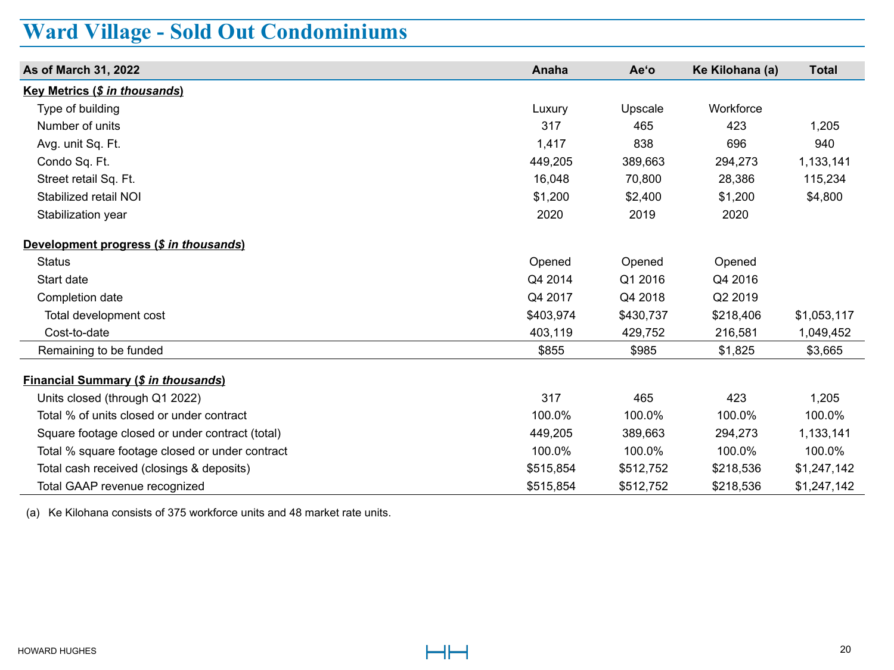# Ward Village - Sold Out Condominiums

| As of March 31, 2022 | Anaha | Ae'o | Ke Kilohana (a) | Total |
|---|---|---|---|---|
| **Key Metrics (*$ in thousands*)** | | | | |
| Type of building | Luxury | Upscale | Workforce | |
| Number of units | 317 | 465 | 423 | 1,205 |
| Avg. unit Sq. Ft. | 1,417 | 838 | 696 | 940 |
| Condo Sq. Ft. | 449,205 | 389,663 | 294,273 | 1,133,141 |
| Street retail Sq. Ft. | 16,048 | 70,800 | 28,386 | 115,234 |
| Stabilized retail NOI | $1,200 | $2,400 | $1,200 | $4,800 |
| Stabilization year | 2020 | 2019 | 2020 | |
| **Development progress (*$ in thousands*)** | | | | |
| Status | Opened | Opened | Opened | |
| Start date | Q4 2014 | Q1 2016 | Q4 2016 | |
| Completion date | Q4 2017 | Q4 2018 | Q2 2019 | |
| Total development cost | $403,974 | $430,737 | $218,406 | $1,053,117 |
| Cost-to-date | 403,119 | 429,752 | 216,581 | 1,049,452 |
| Remaining to be funded | $855 | $985 | $1,825 | $3,665 |
| **Financial Summary (*$ in thousands*)** | | | | |
| Units closed (through Q1 2022) | 317 | 465 | 423 | 1,205 |
| Total % of units closed or under contract | 100.0% | 100.0% | 100.0% | 100.0% |
| Square footage closed or under contract (total) | 449,205 | 389,663 | 294,273 | 1,133,141 |
| Total % square footage closed or under contract | 100.0% | 100.0% | 100.0% | 100.0% |
| Total cash received (closings & deposits) | $515,854 | $512,752 | $218,536 | $1,247,142 |
| Total GAAP revenue recognized | $515,854 | $512,752 | $218,536 | $1,247,142 |

(a) Ke Kilohana consists of 375 workforce units and 48 market rate units.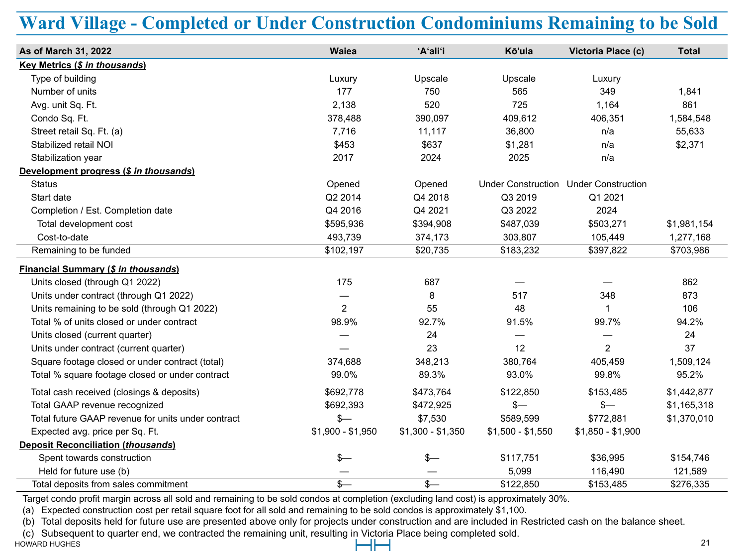# Ward Village - Completed or Under Construction Condominiums Remaining to be Sold

| As of March 31, 2022 | Waiea | ‘A‘ali‘i | Kō'ula | Victoria Place (c) | Total |
|---|---|---|---|---|---|
| **Key Metrics (*$ in thousands*)** | | | | | |
| Type of building | Luxury | Upscale | Upscale | Luxury | |
| Number of units | 177 | 750 | 565 | 349 | 1,841 |
| Avg. unit Sq. Ft. | 2,138 | 520 | 725 | 1,164 | 861 |
| Condo Sq. Ft. | 378,488 | 390,097 | 409,612 | 406,351 | 1,584,548 |
| Street retail Sq. Ft. (a) | 7,716 | 11,117 | 36,800 | n/a | 55,633 |
| Stabilized retail NOI | $453 | $637 | $1,281 | n/a | $2,371 |
| Stabilization year | 2017 | 2024 | 2025 | n/a | |
| **Development progress (*$ in thousands*)** | | | | | |
| Status | Opened | Opened | Under Construction | Under Construction | |
| Start date | Q2 2014 | Q4 2018 | Q3 2019 | Q1 2021 | |
| Completion / Est. Completion date | Q4 2016 | Q4 2021 | Q3 2022 | 2024 | |
| Total development cost | $595,936 | $394,908 | $487,039 | $503,271 | $1,981,154 |
| Cost-to-date | 493,739 | 374,173 | 303,807 | 105,449 | 1,277,168 |
| Remaining to be funded | $102,197 | $20,735 | $183,232 | $397,822 | $703,986 |
| **Financial Summary (*$ in thousands*)** | | | | | |
| Units closed (through Q1 2022) | 175 | 687 | — | — | 862 |
| Units under contract (through Q1 2022) | — | 8 | 517 | 348 | 873 |
| Units remaining to be sold (through Q1 2022) | 2 | 55 | 48 | 1 | 106 |
| Total % of units closed or under contract | 98.9% | 92.7% | 91.5% | 99.7% | 94.2% |
| Units closed (current quarter) | — | 24 | — | — | 24 |
| Units under contract (current quarter) | — | 23 | 12 | 2 | 37 |
| Square footage closed or under contract (total) | 374,688 | 348,213 | 380,764 | 405,459 | 1,509,124 |
| Total % square footage closed or under contract | 99.0% | 89.3% | 93.0% | 99.8% | 95.2% |
| Total cash received (closings & deposits) | $692,778 | $473,764 | $122,850 | $153,485 | $1,442,877 |
| Total GAAP revenue recognized | $692,393 | $472,925 | $— | $— | $1,165,318 |
| Total future GAAP revenue for units under contract | $— | $7,530 | $589,599 | $772,881 | $1,370,010 |
| Expected avg. price per Sq. Ft. | $1,900 - $1,950 | $1,300 - $1,350 | $1,500 - $1,550 | $1,850 - $1,900 | |
| **Deposit Reconciliation (*thousands*)** | | | | | |
| Spent towards construction | $— | $— | $117,751 | $36,995 | $154,746 |
| Held for future use (b) | — | — | 5,099 | 116,490 | 121,589 |
| Total deposits from sales commitment | $— | $— | $122,850 | $153,485 | $276,335 |

Target condo profit margin across all sold and remaining to be sold condos at completion (excluding land cost) is approximately 30%.

(a) Expected construction cost per retail square foot for all sold and remaining to be sold condos is approximately $1,100.

(b) Total deposits held for future use are presented above only for projects under construction and are included in Restricted cash on the balance sheet.

(c) Subsequent to quarter end, we contracted the remaining unit, resulting in Victoria Place being completed sold.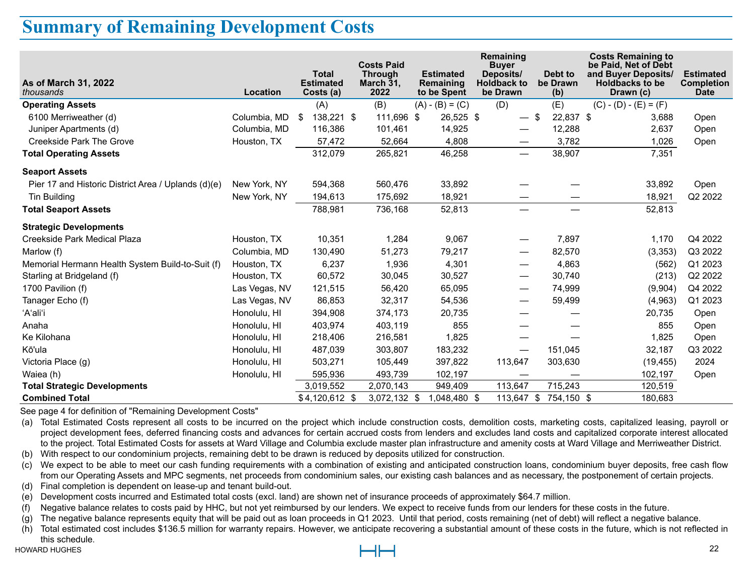# Summary of Remaining Development Costs

| As of March 31, 2022 *thousands* | Location | Total Estimated Costs (a) | Costs Paid Through March 31, 2022 | Estimated Remaining to be Spent | Remaining Buyer Deposits/ Holdback to be Drawn | Debt to be Drawn (b) | Costs Remaining to be Paid, Net of Debt and Buyer Deposits/ Holdbacks to be Drawn (c) | Estimated Completion Date |
|---|---|---|---|---|---|---|---|---|
| **Operating Assets** | | (A) | (B) | (A) - (B) = (C) | (D) | (E) | (C) - (D) - (E) = (F) | |
| 6100 Merriweather (d) | Columbia, MD | $ 138,221 | $ 111,696 | $ 26,525 | $ — | $ 22,837 | $ 3,688 | Open |
| Juniper Apartments (d) | Columbia, MD | 116,386 | 101,461 | 14,925 | — | 12,288 | 2,637 | Open |
| Creekside Park The Grove | Houston, TX | 57,472 | 52,664 | 4,808 | — | 3,782 | 1,026 | Open |
| **Total Operating Assets** | | 312,079 | 265,821 | 46,258 | — | 38,907 | 7,351 | |
| **Seaport Assets** | | | | | | | | |
| Pier 17 and Historic District Area / Uplands (d)(e) | New York, NY | 594,368 | 560,476 | 33,892 | — | — | 33,892 | Open |
| Tin Building | New York, NY | 194,613 | 175,692 | 18,921 | — | — | 18,921 | Q2 2022 |
| **Total Seaport Assets** | | 788,981 | 736,168 | 52,813 | — | — | 52,813 | |
| **Strategic Developments** | | | | | | | | |
| Creekside Park Medical Plaza | Houston, TX | 10,351 | 1,284 | 9,067 | — | 7,897 | 1,170 | Q4 2022 |
| Marlow (f) | Columbia, MD | 130,490 | 51,273 | 79,217 | — | 82,570 | (3,353) | Q3 2022 |
| Memorial Hermann Health System Build-to-Suit (f) | Houston, TX | 6,237 | 1,936 | 4,301 | — | 4,863 | (562) | Q1 2023 |
| Starling at Bridgeland (f) | Houston, TX | 60,572 | 30,045 | 30,527 | — | 30,740 | (213) | Q2 2022 |
| 1700 Pavilion (f) | Las Vegas, NV | 121,515 | 56,420 | 65,095 | — | 74,999 | (9,904) | Q4 2022 |
| Tanager Echo (f) | Las Vegas, NV | 86,853 | 32,317 | 54,536 | — | 59,499 | (4,963) | Q1 2023 |
| ‘A‘ali‘i | Honolulu, HI | 394,908 | 374,173 | 20,735 | — | — | 20,735 | Open |
| Anaha | Honolulu, HI | 403,974 | 403,119 | 855 | — | — | 855 | Open |
| Ke Kilohana | Honolulu, HI | 218,406 | 216,581 | 1,825 | — | — | 1,825 | Open |
| Kō'ula | Honolulu, HI | 487,039 | 303,807 | 183,232 | — | 151,045 | 32,187 | Q3 2022 |
| Victoria Place (g) | Honolulu, HI | 503,271 | 105,449 | 397,822 | 113,647 | 303,630 | (19,455) | 2024 |
| Waiea (h) | Honolulu, HI | 595,936 | 493,739 | 102,197 | — | — | 102,197 | Open |
| **Total Strategic Developments** | | 3,019,552 | 2,070,143 | 949,409 | 113,647 | 715,243 | 120,519 | |
| **Combined Total** | | $ 4,120,612 | $ 3,072,132 | $ 1,048,480 | $ 113,647 | $ 754,150 | $ 180,683 | |

See page 4 for definition of "Remaining Development Costs"

(a) Total Estimated Costs represent all costs to be incurred on the project which include construction costs, demolition costs, marketing costs, capitalized leasing, payroll or project development fees, deferred financing costs and advances for certain accrued costs from lenders and excludes land costs and capitalized corporate interest allocated to the project. Total Estimated Costs for assets at Ward Village and Columbia exclude master plan infrastructure and amenity costs at Ward Village and Merriweather District.

(b) With respect to our condominium projects, remaining debt to be drawn is reduced by deposits utilized for construction.

(c) We expect to be able to meet our cash funding requirements with a combination of existing and anticipated construction loans, condominium buyer deposits, free cash flow from our Operating Assets and MPC segments, net proceeds from condominium sales, our existing cash balances and as necessary, the postponement of certain projects.

(d) Final completion is dependent on lease-up and tenant build-out.

(e) Development costs incurred and Estimated total costs (excl. land) are shown net of insurance proceeds of approximately $64.7 million.

(f) Negative balance relates to costs paid by HHC, but not yet reimbursed by our lenders. We expect to receive funds from our lenders for these costs in the future.

(g) The negative balance represents equity that will be paid out as loan proceeds in Q1 2023. Until that period, costs remaining (net of debt) will reflect a negative balance.

(h) Total estimated cost includes $136.5 million for warranty repairs. However, we anticipate recovering a substantial amount of these costs in the future, which is not reflected in this schedule.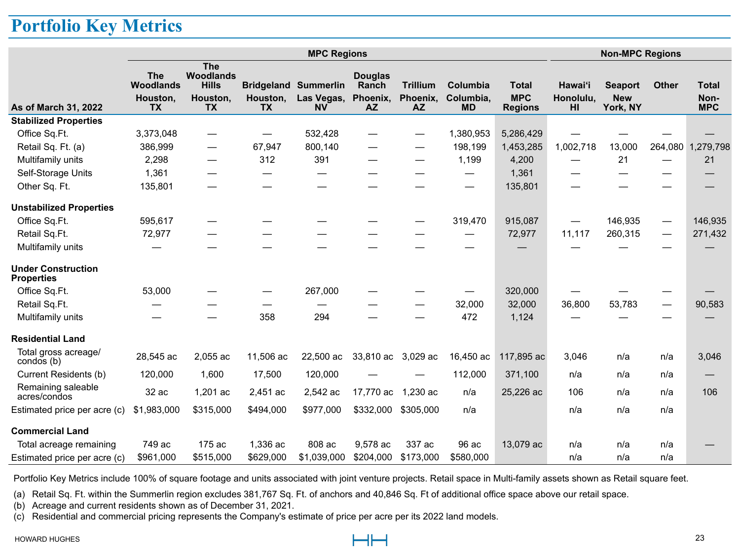# Portfolio Key Metrics

| As of March 31, 2022 | MPC Regions | | | | | | | | Non-MPC Regions | | | |
|---|---|---|---|---|---|---|---|---|---|---|---|---|
| | The Woodlands Houston, TX | The Woodlands Hills Houston, TX | Bridgeland Houston, TX | Summerlin Las Vegas, NV | Douglas Ranch Phoenix, AZ | Trillium Phoenix, AZ | Columbia Columbia, MD | Total MPC Regions | Hawai'i Honolulu, HI | Seaport New York, NY | Other | Total Non-MPC |
| **Stabilized Properties** | | | | | | | | | | | | |
| Office Sq.Ft. | 3,373,048 | — | — | 532,428 | — | — | 1,380,953 | 5,286,429 | — | — | — | — |
| Retail Sq. Ft. (a) | 386,999 | — | 67,947 | 800,140 | — | — | 198,199 | 1,453,285 | 1,002,718 | 13,000 | 264,080 | 1,279,798 |
| Multifamily units | 2,298 | — | 312 | 391 | — | — | 1,199 | 4,200 | — | 21 | — | 21 |
| Self-Storage Units | 1,361 | — | — | — | — | — | — | 1,361 | — | — | — | — |
| Other Sq. Ft. | 135,801 | — | — | — | — | — | — | 135,801 | — | — | — | — |
| **Unstabilized Properties** | | | | | | | | | | | | |
| Office Sq.Ft. | 595,617 | — | — | — | — | — | 319,470 | 915,087 | — | 146,935 | — | 146,935 |
| Retail Sq.Ft. | 72,977 | — | — | — | — | — | — | 72,977 | 11,117 | 260,315 | — | 271,432 |
| Multifamily units | — | — | — | — | — | — | — | — | — | — | — | — |
| **Under Construction Properties** | | | | | | | | | | | | |
| Office Sq.Ft. | 53,000 | — | — | 267,000 | — | — | — | 320,000 | — | — | — | — |
| Retail Sq.Ft. | — | — | — | — | — | — | 32,000 | 32,000 | 36,800 | 53,783 | — | 90,583 |
| Multifamily units | — | — | 358 | 294 | — | — | 472 | 1,124 | — | — | — | — |
| **Residential Land** | | | | | | | | | | | | |
| Total gross acreage/ condos (b) | 28,545 ac | 2,055 ac | 11,506 ac | 22,500 ac | 33,810 ac | 3,029 ac | 16,450 ac | 117,895 ac | 3,046 | n/a | n/a | 3,046 |
| Current Residents (b) | 120,000 | 1,600 | 17,500 | 120,000 | — | — | 112,000 | 371,100 | n/a | n/a | n/a | — |
| Remaining saleable acres/condos | 32 ac | 1,201 ac | 2,451 ac | 2,542 ac | 17,770 ac | 1,230 ac | n/a | 25,226 ac | 106 | n/a | n/a | 106 |
| Estimated price per acre (c) | $1,983,000 | $315,000 | $494,000 | $977,000 | $332,000 | $305,000 | n/a | | n/a | n/a | n/a | |
| **Commercial Land** | | | | | | | | | | | | |
| Total acreage remaining | 749 ac | 175 ac | 1,336 ac | 808 ac | 9,578 ac | 337 ac | 96 ac | 13,079 ac | n/a | n/a | n/a | — |
| Estimated price per acre (c) | $961,000 | $515,000 | $629,000 | $1,039,000 | $204,000 | $173,000 | $580,000 | | n/a | n/a | n/a | |

Portfolio Key Metrics include 100% of square footage and units associated with joint venture projects. Retail space in Multi-family assets shown as Retail square feet.

(a) Retail Sq. Ft. within the Summerlin region excludes 381,767 Sq. Ft. of anchors and 40,846 Sq. Ft of additional office space above our retail space.
(b) Acreage and current residents shown as of December 31, 2021.
(c) Residential and commercial pricing represents the Company's estimate of price per acre per its 2022 land models.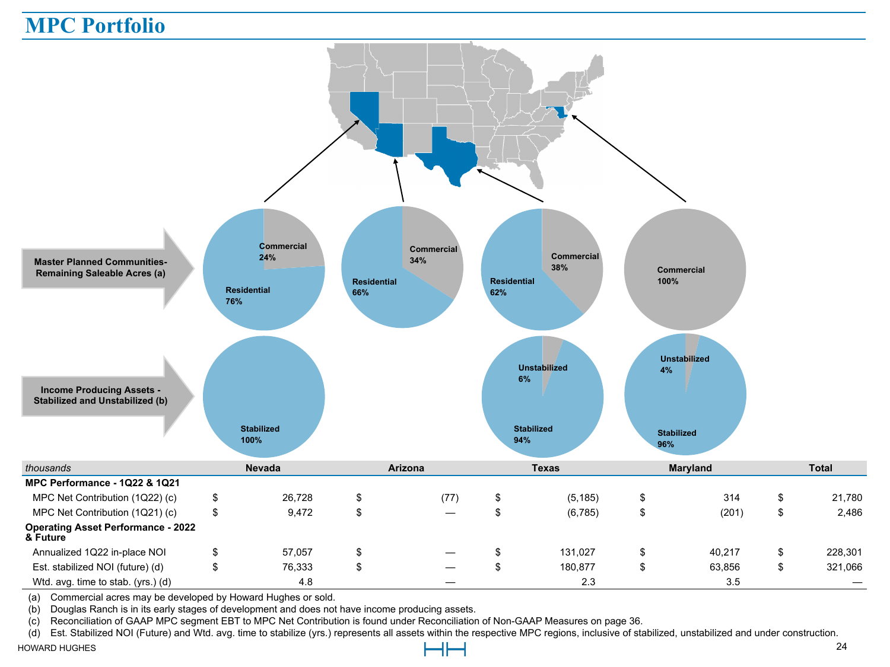# MPC Portfolio

**Master Planned Communities-Remaining Saleable Acres (a)**

| | Nevada | Arizona | Texas | Maryland |
|---|---|---|---|---|
| Commercial | 24% | 34% | 38% | 100% |
| Residential | 76% | 66% | 62% | |

**Income Producing Assets - Stabilized and Unstabilized (b)**

| | Nevada | Arizona | Texas | Maryland |
|---|---|---|---|---|
| Stabilized | 100% | | 94% | 96% |
| Unstabilized | | | 6% | 4% |

| *thousands* | Nevada | Arizona | Texas | Maryland | Total |
|---|---|---|---|---|---|
| **MPC Performance - 1Q22 & 1Q21** | | | | | |
| MPC Net Contribution (1Q22) (c) | $ 26,728 | $ (77) | $ (5,185) | $ 314 | $ 21,780 |
| MPC Net Contribution (1Q21) (c) | $ 9,472 | $ — | $ (6,785) | $ (201) | $ 2,486 |
| **Operating Asset Performance - 2022 & Future** | | | | | |
| Annualized 1Q22 in-place NOI | $ 57,057 | $ — | $ 131,027 | $ 40,217 | $ 228,301 |
| Est. stabilized NOI (future) (d) | $ 76,333 | $ — | $ 180,877 | $ 63,856 | $ 321,066 |
| Wtd. avg. time to stab. (yrs.) (d) | 4.8 | — | 2.3 | 3.5 | — |

(a) Commercial acres may be developed by Howard Hughes or sold.
(b) Douglas Ranch is in its early stages of development and does not have income producing assets.
(c) Reconciliation of GAAP MPC segment EBT to MPC Net Contribution is found under Reconciliation of Non-GAAP Measures on page 36.
(d) Est. Stabilized NOI (Future) and Wtd. avg. time to stabilize (yrs.) represents all assets within the respective MPC regions, inclusive of stabilized, unstabilized and under construction.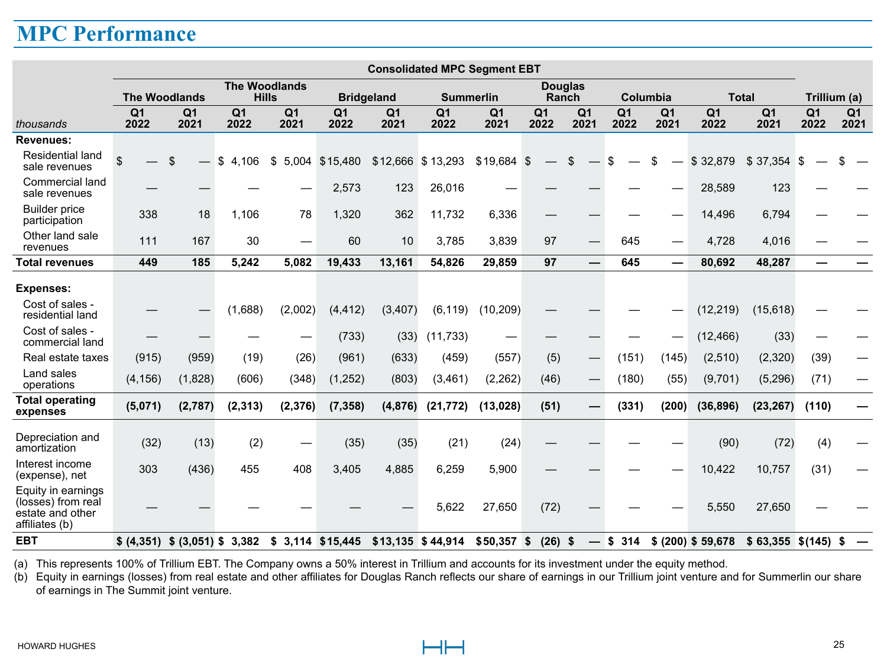# MPC Performance

| thousands | Consolidated MPC Segment EBT | | | | | | | | | | | | | | Trillium (a) | |
|---|---|---|---|---|---|---|---|---|---|---|---|---|---|---|---|---|
| | The Woodlands | | The Woodlands Hills | | Bridgeland | | Summerlin | | Douglas Ranch | | Columbia | | Total | | | |
| | Q1 2022 | Q1 2021 | Q1 2022 | Q1 2021 | Q1 2022 | Q1 2021 | Q1 2022 | Q1 2021 | Q1 2022 | Q1 2021 | Q1 2022 | Q1 2021 | Q1 2022 | Q1 2021 | Q1 2022 | Q1 2021 |
| **Revenues:** | | | | | | | | | | | | | | | | |
| Residential land sale revenues | $ — | $ — | $ 4,106 | $ 5,004 | $15,480 | $12,666 | $ 13,293 | $19,684 | $ — | $ — | $ — | $ — | $ 32,879 | $ 37,354 | $ — | $ — |
| Commercial land sale revenues | — | — | — | — | 2,573 | 123 | 26,016 | — | — | — | — | — | 28,589 | 123 | — | — |
| Builder price participation | 338 | 18 | 1,106 | 78 | 1,320 | 362 | 11,732 | 6,336 | — | — | — | — | 14,496 | 6,794 | — | — |
| Other land sale revenues | 111 | 167 | 30 | — | 60 | 10 | 3,785 | 3,839 | 97 | — | 645 | — | 4,728 | 4,016 | — | — |
| **Total revenues** | **449** | **185** | **5,242** | **5,082** | **19,433** | **13,161** | **54,826** | **29,859** | **97** | **—** | **645** | **—** | **80,692** | **48,287** | **—** | **—** |
| **Expenses:** | | | | | | | | | | | | | | | | |
| Cost of sales - residential land | — | — | (1,688) | (2,002) | (4,412) | (3,407) | (6,119) | (10,209) | — | — | — | — | (12,219) | (15,618) | — | — |
| Cost of sales - commercial land | — | — | — | — | (733) | (33) | (11,733) | — | — | — | — | — | (12,466) | (33) | — | — |
| Real estate taxes | (915) | (959) | (19) | (26) | (961) | (633) | (459) | (557) | (5) | — | (151) | (145) | (2,510) | (2,320) | (39) | — |
| Land sales operations | (4,156) | (1,828) | (606) | (348) | (1,252) | (803) | (3,461) | (2,262) | (46) | — | (180) | (55) | (9,701) | (5,296) | (71) | — |
| **Total operating expenses** | **(5,071)** | **(2,787)** | **(2,313)** | **(2,376)** | **(7,358)** | **(4,876)** | **(21,772)** | **(13,028)** | **(51)** | **—** | **(331)** | **(200)** | **(36,896)** | **(23,267)** | **(110)** | **—** |
| Depreciation and amortization | (32) | (13) | (2) | — | (35) | (35) | (21) | (24) | — | — | — | — | (90) | (72) | (4) | — |
| Interest income (expense), net | 303 | (436) | 455 | 408 | 3,405 | 4,885 | 6,259 | 5,900 | — | — | — | — | 10,422 | 10,757 | (31) | — |
| Equity in earnings (losses) from real estate and other affiliates (b) | — | — | — | — | — | — | 5,622 | 27,650 | (72) | — | — | — | 5,550 | 27,650 | — | — |
| **EBT** | **$ (4,351)** | **$ (3,051)** | **$ 3,382** | **$ 3,114** | **$15,445** | **$13,135** | **$ 44,914** | **$50,357** | **$ (26)** | **$ —** | **$ 314** | **$ (200)** | **$ 59,678** | **$ 63,355** | **$(145)** | **$ —** |

(a) This represents 100% of Trillium EBT. The Company owns a 50% interest in Trillium and accounts for its investment under the equity method.
(b) Equity in earnings (losses) from real estate and other affiliates for Douglas Ranch reflects our share of earnings in our Trillium joint venture and for Summerlin our share of earnings in The Summit joint venture.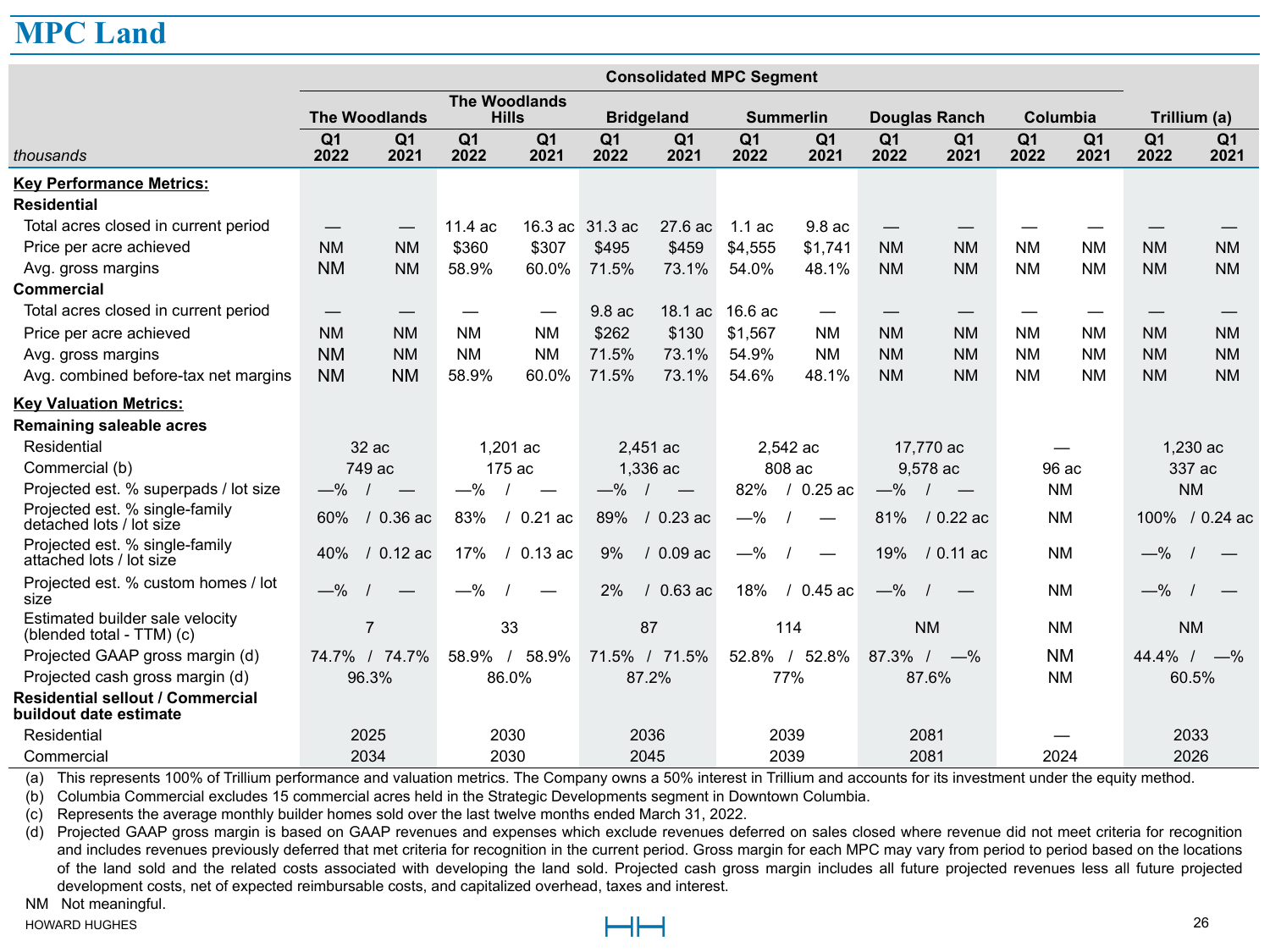# MPC Land

| thousands | Consolidated MPC Segment | | | | | | | | | | | | Trillium (a) | |
|---|---|---|---|---|---|---|---|---|---|---|---|---|---|---|
| | The Woodlands | | The Woodlands Hills | | Bridgeland | | Summerlin | | Douglas Ranch | | Columbia | | | |
| | Q1 2022 | Q1 2021 | Q1 2022 | Q1 2021 | Q1 2022 | Q1 2021 | Q1 2022 | Q1 2021 | Q1 2022 | Q1 2021 | Q1 2022 | Q1 2021 | Q1 2022 | Q1 2021 |
| **Key Performance Metrics:** | | | | | | | | | | | | | | |
| **Residential** | | | | | | | | | | | | | | |
| Total acres closed in current period | — | — | 11.4 ac | 16.3 ac | 31.3 ac | 27.6 ac | 1.1 ac | 9.8 ac | — | — | — | — | — | — |
| Price per acre achieved | NM | NM | $360 | $307 | $495 | $459 | $4,555 | $1,741 | NM | NM | NM | NM | NM | NM |
| Avg. gross margins | NM | NM | 58.9% | 60.0% | 71.5% | 73.1% | 54.0% | 48.1% | NM | NM | NM | NM | NM | NM |
| **Commercial** | | | | | | | | | | | | | | |
| Total acres closed in current period | — | — | — | — | 9.8 ac | 18.1 ac | 16.6 ac | — | — | — | — | — | — | — |
| Price per acre achieved | NM | NM | NM | NM | $262 | $130 | $1,567 | NM | NM | NM | NM | NM | NM | NM |
| Avg. gross margins | NM | NM | NM | NM | 71.5% | 73.1% | 54.9% | NM | NM | NM | NM | NM | NM | NM |
| Avg. combined before-tax net margins | NM | NM | 58.9% | 60.0% | 71.5% | 73.1% | 54.6% | 48.1% | NM | NM | NM | NM | NM | NM |
| **Key Valuation Metrics:** | | | | | | | | | | | | | | |
| **Remaining saleable acres** | | | | | | | | | | | | | | |
| Residential | 32 ac | | 1,201 ac | | 2,451 ac | | 2,542 ac | | 17,770 ac | | — | | 1,230 ac | |
| Commercial (b) | 749 ac | | 175 ac | | 1,336 ac | | 808 ac | | 9,578 ac | | 96 ac | | 337 ac | |
| Projected est. % superpads / lot size | —% | — | —% | — | —% | — | 82% | 0.25 ac | —% | — | NM | | NM | |
| Projected est. % single-family detached lots / lot size | 60% | 0.36 ac | 83% | 0.21 ac | 89% | 0.23 ac | —% | — | 81% | 0.22 ac | NM | | 100% | 0.24 ac |
| Projected est. % single-family attached lots / lot size | 40% | 0.12 ac | 17% | 0.13 ac | 9% | 0.09 ac | —% | — | 19% | 0.11 ac | NM | | —% | — |
| Projected est. % custom homes / lot size | —% | — | —% | — | 2% | 0.63 ac | 18% | 0.45 ac | —% | — | NM | | —% | — |
| Estimated builder sale velocity (blended total - TTM) (c) | 7 | | 33 | | 87 | | 114 | | NM | | NM | | NM | |
| Projected GAAP gross margin (d) | 74.7% | 74.7% | 58.9% | 58.9% | 71.5% | 71.5% | 52.8% | 52.8% | 87.3% | —% | NM | | 44.4% | —% |
| Projected cash gross margin (d) | 96.3% | | 86.0% | | 87.2% | | 77% | | 87.6% | | NM | | 60.5% | |
| **Residential sellout / Commercial buildout date estimate** | | | | | | | | | | | | | | |
| Residential | 2025 | | 2030 | | 2036 | | 2039 | | 2081 | | — | | 2033 | |
| Commercial | 2034 | | 2030 | | 2045 | | 2039 | | 2081 | | 2024 | | 2026 | |

(a) This represents 100% of Trillium performance and valuation metrics. The Company owns a 50% interest in Trillium and accounts for its investment under the equity method.
(b) Columbia Commercial excludes 15 commercial acres held in the Strategic Developments segment in Downtown Columbia.
(c) Represents the average monthly builder homes sold over the last twelve months ended March 31, 2022.
(d) Projected GAAP gross margin is based on GAAP revenues and expenses which exclude revenues deferred on sales closed where revenue did not meet criteria for recognition and includes revenues previously deferred that met criteria for recognition in the current period. Gross margin for each MPC may vary from period to period based on the locations of the land sold and the related costs associated with developing the land sold. Projected cash gross margin includes all future projected revenues less all future projected development costs, net of expected reimbursable costs, and capitalized overhead, taxes and interest.

NM Not meaningful.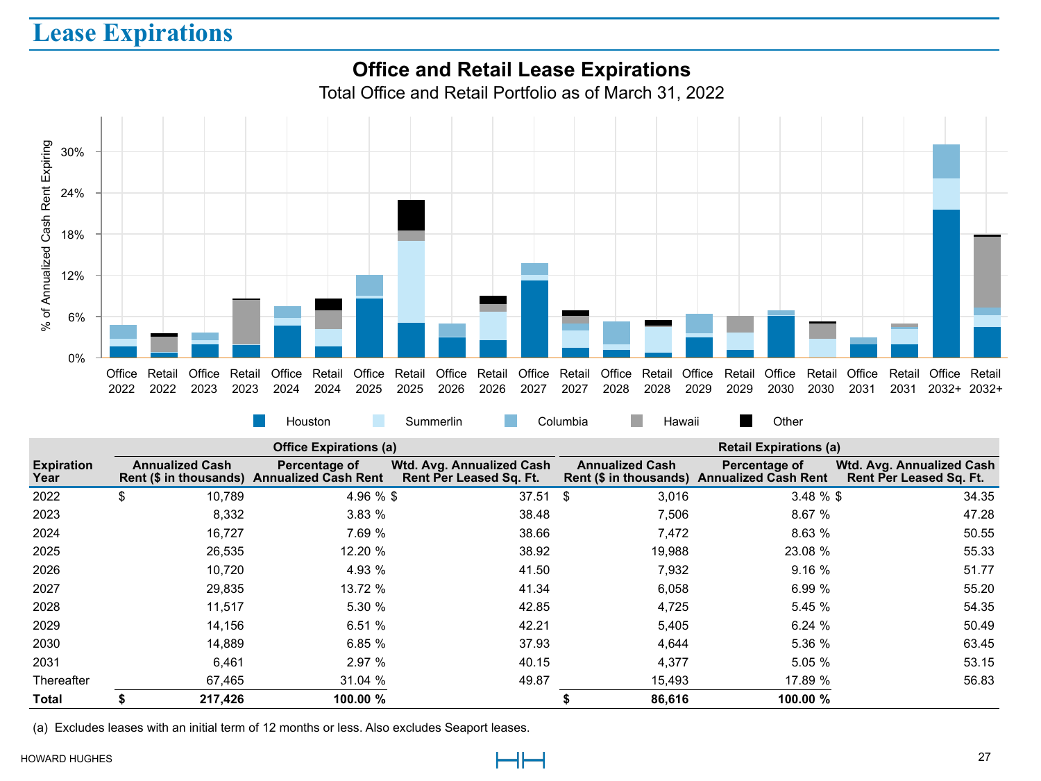# Lease Expirations

## Office and Retail Lease Expirations

Total Office and Retail Portfolio as of March 31, 2022

| Expiration Year | Office Expirations (a) | | | Retail Expirations (a) | | |
|---|---|---|---|---|---|---|
| | Annualized Cash Rent ($ in thousands) | Percentage of Annualized Cash Rent | Wtd. Avg. Annualized Cash Rent Per Leased Sq. Ft. | Annualized Cash Rent ($ in thousands) | Percentage of Annualized Cash Rent | Wtd. Avg. Annualized Cash Rent Per Leased Sq. Ft. |
| 2022 | $ 10,789 | 4.96 % | $ 37.51 | $ 3,016 | 3.48 % | $ 34.35 |
| 2023 | 8,332 | 3.83 % | 38.48 | 7,506 | 8.67 % | 47.28 |
| 2024 | 16,727 | 7.69 % | 38.66 | 7,472 | 8.63 % | 50.55 |
| 2025 | 26,535 | 12.20 % | 38.92 | 19,988 | 23.08 % | 55.33 |
| 2026 | 10,720 | 4.93 % | 41.50 | 7,932 | 9.16 % | 51.77 |
| 2027 | 29,835 | 13.72 % | 41.34 | 6,058 | 6.99 % | 55.20 |
| 2028 | 11,517 | 5.30 % | 42.85 | 4,725 | 5.45 % | 54.35 |
| 2029 | 14,156 | 6.51 % | 42.21 | 5,405 | 6.24 % | 50.49 |
| 2030 | 14,889 | 6.85 % | 37.93 | 4,644 | 5.36 % | 63.45 |
| 2031 | 6,461 | 2.97 % | 40.15 | 4,377 | 5.05 % | 53.15 |
| Thereafter | 67,465 | 31.04 % | 49.87 | 15,493 | 17.89 % | 56.83 |
| **Total** | **$ 217,426** | **100.00 %** | | **$ 86,616** | **100.00 %** | |

(a) Excludes leases with an initial term of 12 months or less. Also excludes Seaport leases.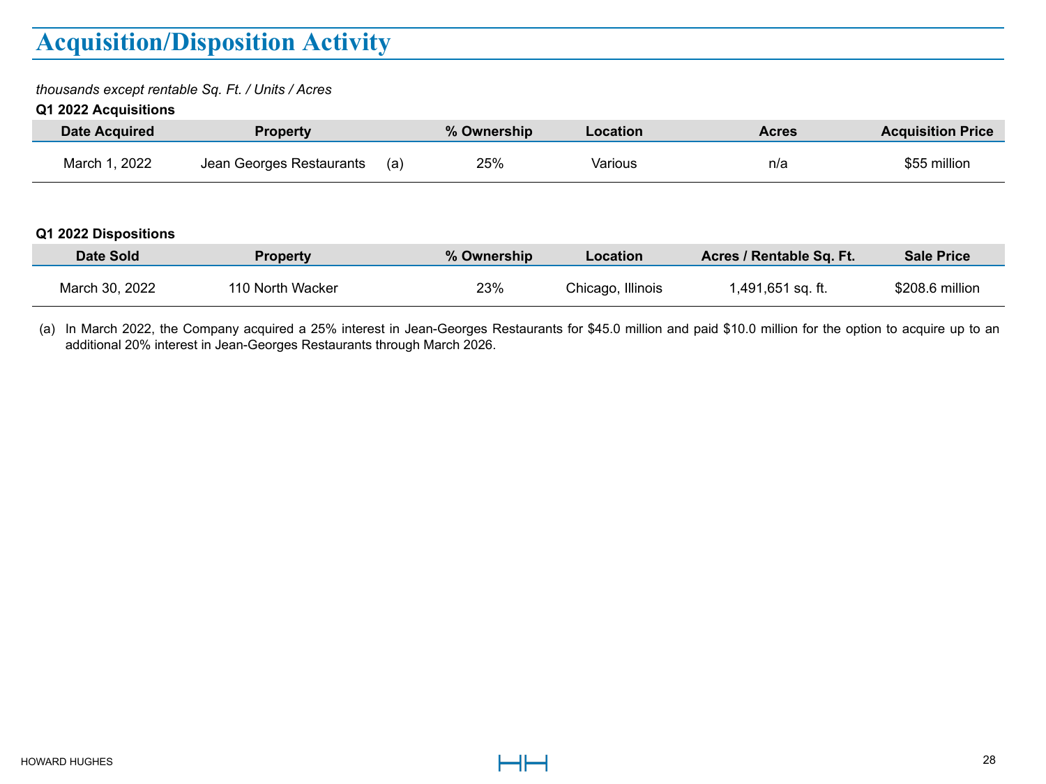# Acquisition/Disposition Activity

*thousands except rentable Sq. Ft. / Units / Acres*

**Q1 2022 Acquisitions**

| Date Acquired | Property | | % Ownership | Location | Acres | Acquisition Price |
|---|---|---|---|---|---|---|
| March 1, 2022 | Jean Georges Restaurants | (a) | 25% | Various | n/a | $55 million |

**Q1 2022 Dispositions**

| Date Sold | Property | % Ownership | Location | Acres / Rentable Sq. Ft. | Sale Price |
|---|---|---|---|---|---|
| March 30, 2022 | 110 North Wacker | 23% | Chicago, Illinois | 1,491,651 sq. ft. | $208.6 million |

(a) In March 2022, the Company acquired a 25% interest in Jean-Georges Restaurants for $45.0 million and paid $10.0 million for the option to acquire up to an additional 20% interest in Jean-Georges Restaurants through March 2026.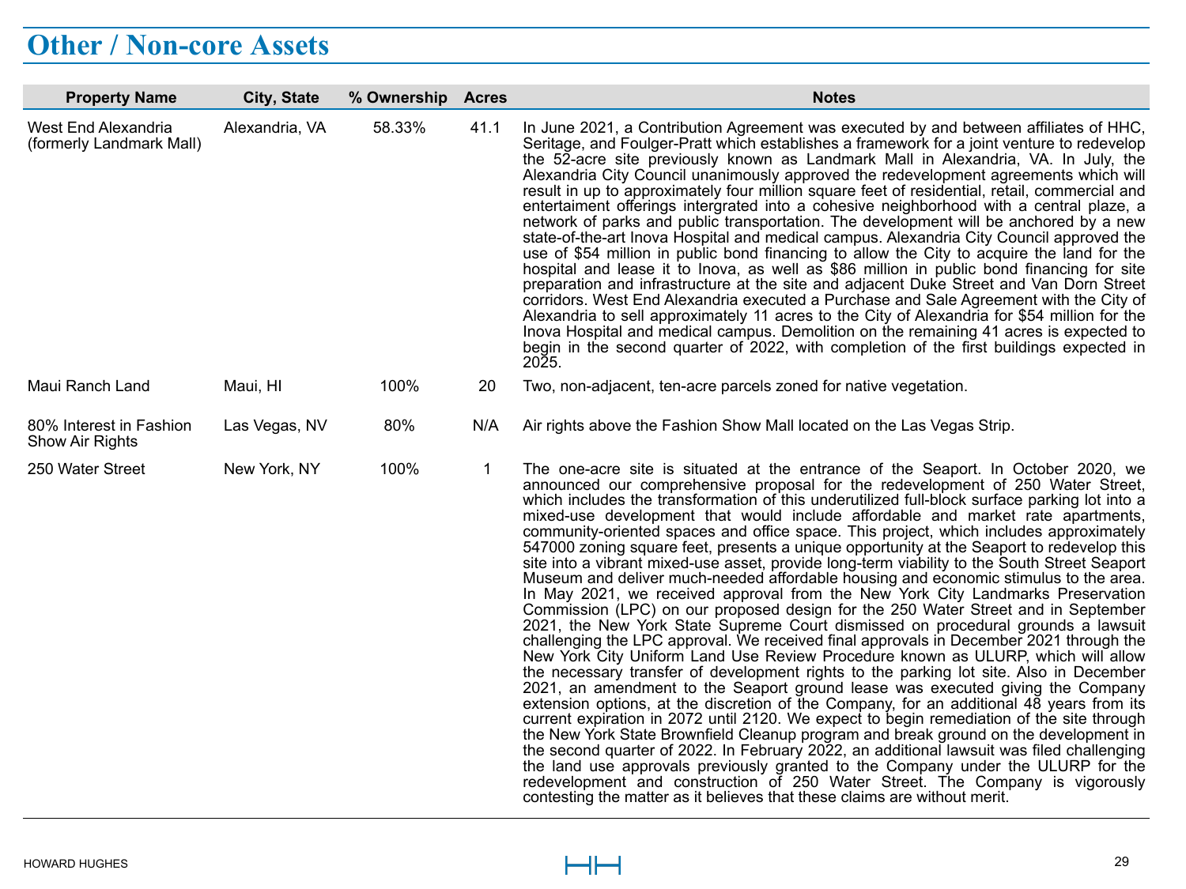# Other / Non-core Assets

| Property Name | City, State | % Ownership | Acres | Notes |
|---|---|---|---|---|
| West End Alexandria (formerly Landmark Mall) | Alexandria, VA | 58.33% | 41.1 | In June 2021, a Contribution Agreement was executed by and between affiliates of HHC, Seritage, and Foulger-Pratt which establishes a framework for a joint venture to redevelop the 52-acre site previously known as Landmark Mall in Alexandria, VA. In July, the Alexandria City Council unanimously approved the redevelopment agreements which will result in up to approximately four million square feet of residential, retail, commercial and entertainment offerings intergrated into a cohesive neighborhood with a central plaze, a network of parks and public transportation. The development will be anchored by a new state-of-the-art Inova Hospital and medical campus. Alexandria City Council approved the use of $54 million in public bond financing to allow the City to acquire the land for the hospital and lease it to Inova, as well as $86 million in public bond financing for site preparation and infrastructure at the site and adjacent Duke Street and Van Dorn Street corridors. West End Alexandria executed a Purchase and Sale Agreement with the City of Alexandria to sell approximately 11 acres to the City of Alexandria for $54 million for the Inova Hospital and medical campus. Demolition on the remaining 41 acres is expected to begin in the second quarter of 2022, with completion of the first buildings expected in 2025. |
| Maui Ranch Land | Maui, HI | 100% | 20 | Two, non-adjacent, ten-acre parcels zoned for native vegetation. |
| 80% Interest in Fashion Show Air Rights | Las Vegas, NV | 80% | N/A | Air rights above the Fashion Show Mall located on the Las Vegas Strip. |
| 250 Water Street | New York, NY | 100% | 1 | The one-acre site is situated at the entrance of the Seaport. In October 2020, we announced our comprehensive proposal for the redevelopment of 250 Water Street, which includes the transformation of this underutilized full-block surface parking lot into a mixed-use development that would include affordable and market rate apartments, community-oriented spaces and office space. This project, which includes approximately 547000 zoning square feet, presents a unique opportunity at the Seaport to redevelop this site into a vibrant mixed-use asset, provide long-term viability to the South Street Seaport Museum and deliver much-needed affordable housing and economic stimulus to the area. In May 2021, we received approval from the New York City Landmarks Preservation Commission (LPC) on our proposed design for the 250 Water Street and in September 2021, the New York State Supreme Court dismissed on procedural grounds a lawsuit challenging the LPC approval. We received final approvals in December 2021 through the New York City Uniform Land Use Review Procedure known as ULURP, which will allow the necessary transfer of development rights to the parking lot site. Also in December 2021, an amendment to the Seaport ground lease was executed giving the Company extension options, at the discretion of the Company, for an additional 48 years from its current expiration in 2072 until 2120. We expect to begin remediation of the site through the New York State Brownfield Cleanup program and break ground on the development in the second quarter of 2022. In February 2022, an additional lawsuit was filed challenging the land use approvals previously granted to the Company under the ULURP for the redevelopment and construction of 250 Water Street. The Company is vigorously contesting the matter as it believes that these claims are without merit. |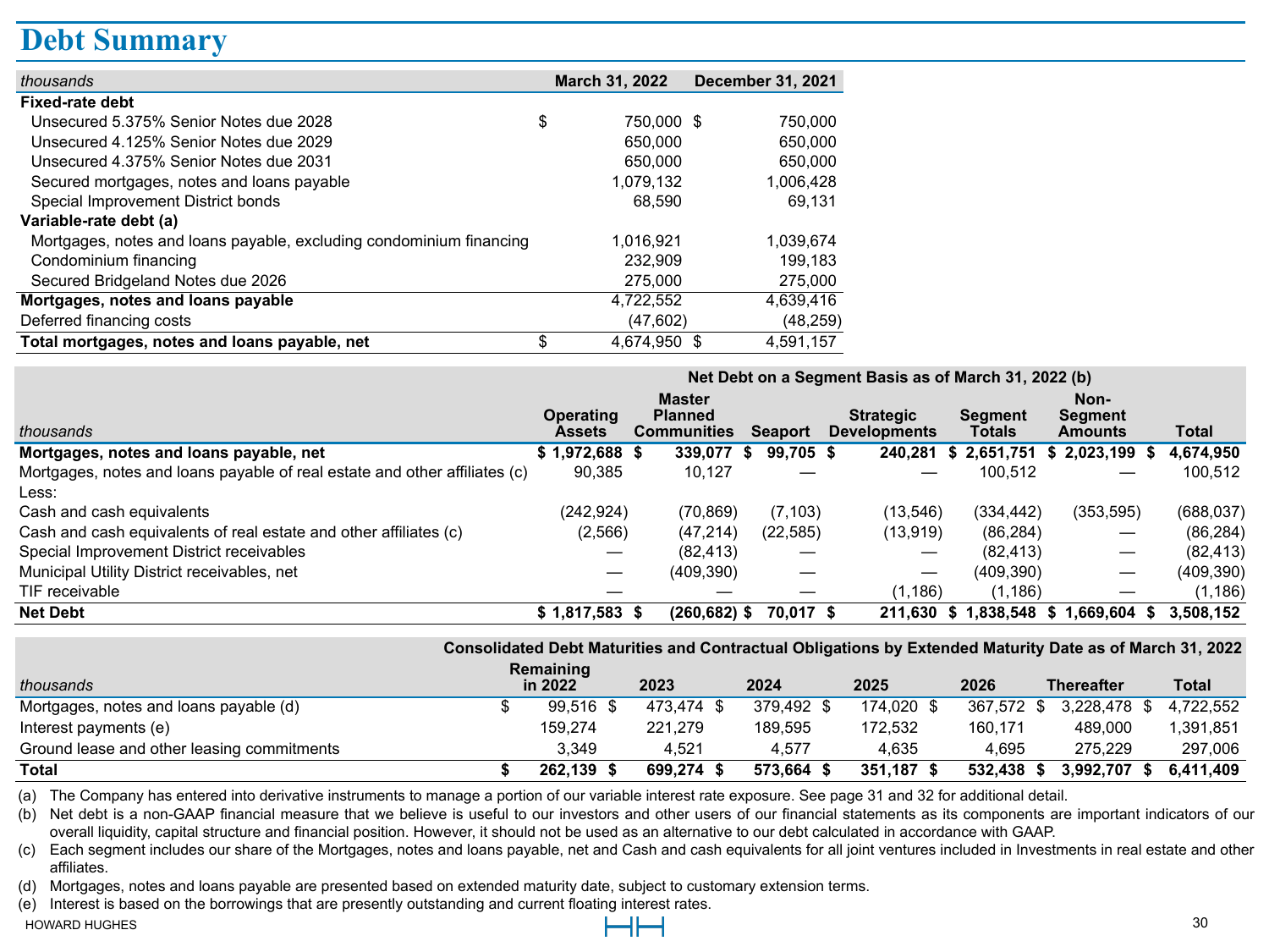# Debt Summary

| *thousands* | March 31, 2022 | December 31, 2021 |
|---|---|---|
| **Fixed-rate debt** | | |
| Unsecured 5.375% Senior Notes due 2028 | $ 750,000 | $ 750,000 |
| Unsecured 4.125% Senior Notes due 2029 | 650,000 | 650,000 |
| Unsecured 4.375% Senior Notes due 2031 | 650,000 | 650,000 |
| Secured mortgages, notes and loans payable | 1,079,132 | 1,006,428 |
| Special Improvement District bonds | 68,590 | 69,131 |
| **Variable-rate debt (a)** | | |
| Mortgages, notes and loans payable, excluding condominium financing | 1,016,921 | 1,039,674 |
| Condominium financing | 232,909 | 199,183 |
| Secured Bridgeland Notes due 2026 | 275,000 | 275,000 |
| **Mortgages, notes and loans payable** | 4,722,552 | 4,639,416 |
| Deferred financing costs | (47,602) | (48,259) |
| **Total mortgages, notes and loans payable, net** | $ 4,674,950 | $ 4,591,157 |

| | Net Debt on a Segment Basis as of March 31, 2022 (b) | | | | | | |
|---|---|---|---|---|---|---|---|
| *thousands* | Operating Assets | Master Planned Communities | Seaport | Strategic Developments | Segment Totals | Non-Segment Amounts | Total |
| **Mortgages, notes and loans payable, net** | **$ 1,972,688** | **$ 339,077** | **$ 99,705** | **$ 240,281** | **$ 2,651,751** | **$ 2,023,199** | **$ 4,674,950** |
| Mortgages, notes and loans payable of real estate and other affiliates (c) | 90,385 | 10,127 | — | — | 100,512 | — | 100,512 |
| Less: | | | | | | | |
| Cash and cash equivalents | (242,924) | (70,869) | (7,103) | (13,546) | (334,442) | (353,595) | (688,037) |
| Cash and cash equivalents of real estate and other affiliates (c) | (2,566) | (47,214) | (22,585) | (13,919) | (86,284) | — | (86,284) |
| Special Improvement District receivables | — | (82,413) | — | — | (82,413) | — | (82,413) |
| Municipal Utility District receivables, net | — | (409,390) | — | — | (409,390) | — | (409,390) |
| TIF receivable | — | — | — | (1,186) | (1,186) | — | (1,186) |
| **Net Debt** | **$ 1,817,583** | **$ (260,682)** | **$ 70,017** | **$ 211,630** | **$ 1,838,548** | **$ 1,669,604** | **$ 3,508,152** |

| | Consolidated Debt Maturities and Contractual Obligations by Extended Maturity Date as of March 31, 2022 | | | | | | |
|---|---|---|---|---|---|---|---|
| *thousands* | Remaining in 2022 | 2023 | 2024 | 2025 | 2026 | Thereafter | Total |
| Mortgages, notes and loans payable (d) | $ 99,516 | $ 473,474 | $ 379,492 | $ 174,020 | $ 367,572 | $ 3,228,478 | $ 4,722,552 |
| Interest payments (e) | 159,274 | 221,279 | 189,595 | 172,532 | 160,171 | 489,000 | 1,391,851 |
| Ground lease and other leasing commitments | 3,349 | 4,521 | 4,577 | 4,635 | 4,695 | 275,229 | 297,006 |
| **Total** | **$ 262,139** | **$ 699,274** | **$ 573,664** | **$ 351,187** | **$ 532,438** | **$ 3,992,707** | **$ 6,411,409** |

(a) The Company has entered into derivative instruments to manage a portion of our variable interest rate exposure. See page 31 and 32 for additional detail.

(b) Net debt is a non-GAAP financial measure that we believe is useful to our investors and other users of our financial statements as its components are important indicators of our overall liquidity, capital structure and financial position. However, it should not be used as an alternative to our debt calculated in accordance with GAAP.

(c) Each segment includes our share of the Mortgages, notes and loans payable, net and Cash and cash equivalents for all joint ventures included in Investments in real estate and other affiliates.

(d) Mortgages, notes and loans payable are presented based on extended maturity date, subject to customary extension terms.

(e) Interest is based on the borrowings that are presently outstanding and current floating interest rates.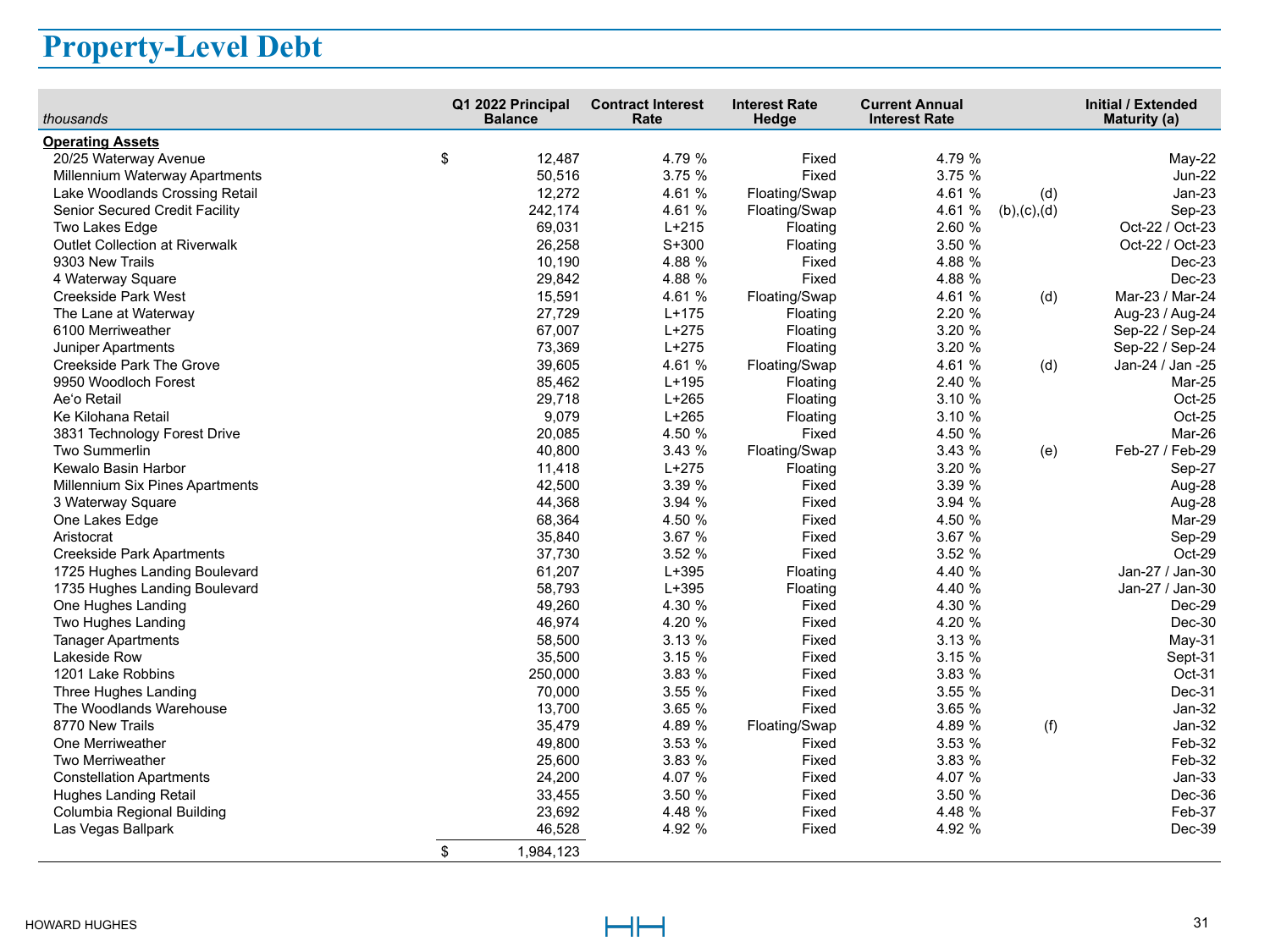# Property-Level Debt

| *thousands* | Q1 2022 Principal Balance | Contract Interest Rate | Interest Rate Hedge | Current Annual Interest Rate | | Initial / Extended Maturity (a) |
|---|---|---|---|---|---|---|
| **Operating Assets** | | | | | | |
| 20/25 Waterway Avenue | $ 12,487 | 4.79 % | Fixed | 4.79 % | | May-22 |
| Millennium Waterway Apartments | 50,516 | 3.75 % | Fixed | 3.75 % | | Jun-22 |
| Lake Woodlands Crossing Retail | 12,272 | 4.61 % | Floating/Swap | 4.61 % | (d) | Jan-23 |
| Senior Secured Credit Facility | 242,174 | 4.61 % | Floating/Swap | 4.61 % | (b),(c),(d) | Sep-23 |
| Two Lakes Edge | 69,031 | L+215 | Floating | 2.60 % | | Oct-22 / Oct-23 |
| Outlet Collection at Riverwalk | 26,258 | S+300 | Floating | 3.50 % | | Oct-22 / Oct-23 |
| 9303 New Trails | 10,190 | 4.88 % | Fixed | 4.88 % | | Dec-23 |
| 4 Waterway Square | 29,842 | 4.88 % | Fixed | 4.88 % | | Dec-23 |
| Creekside Park West | 15,591 | 4.61 % | Floating/Swap | 4.61 % | (d) | Mar-23 / Mar-24 |
| The Lane at Waterway | 27,729 | L+175 | Floating | 2.20 % | | Aug-23 / Aug-24 |
| 6100 Merriweather | 67,007 | L+275 | Floating | 3.20 % | | Sep-22 / Sep-24 |
| Juniper Apartments | 73,369 | L+275 | Floating | 3.20 % | | Sep-22 / Sep-24 |
| Creekside Park The Grove | 39,605 | 4.61 % | Floating/Swap | 4.61 % | (d) | Jan-24 / Jan -25 |
| 9950 Woodloch Forest | 85,462 | L+195 | Floating | 2.40 % | | Mar-25 |
| Ae'o Retail | 29,718 | L+265 | Floating | 3.10 % | | Oct-25 |
| Ke Kilohana Retail | 9,079 | L+265 | Floating | 3.10 % | | Oct-25 |
| 3831 Technology Forest Drive | 20,085 | 4.50 % | Fixed | 4.50 % | | Mar-26 |
| Two Summerlin | 40,800 | 3.43 % | Floating/Swap | 3.43 % | (e) | Feb-27 / Feb-29 |
| Kewalo Basin Harbor | 11,418 | L+275 | Floating | 3.20 % | | Sep-27 |
| Millennium Six Pines Apartments | 42,500 | 3.39 % | Fixed | 3.39 % | | Aug-28 |
| 3 Waterway Square | 44,368 | 3.94 % | Fixed | 3.94 % | | Aug-28 |
| One Lakes Edge | 68,364 | 4.50 % | Fixed | 4.50 % | | Mar-29 |
| Aristocrat | 35,840 | 3.67 % | Fixed | 3.67 % | | Sep-29 |
| Creekside Park Apartments | 37,730 | 3.52 % | Fixed | 3.52 % | | Oct-29 |
| 1725 Hughes Landing Boulevard | 61,207 | L+395 | Floating | 4.40 % | | Jan-27 / Jan-30 |
| 1735 Hughes Landing Boulevard | 58,793 | L+395 | Floating | 4.40 % | | Jan-27 / Jan-30 |
| One Hughes Landing | 49,260 | 4.30 % | Fixed | 4.30 % | | Dec-29 |
| Two Hughes Landing | 46,974 | 4.20 % | Fixed | 4.20 % | | Dec-30 |
| Tanager Apartments | 58,500 | 3.13 % | Fixed | 3.13 % | | May-31 |
| Lakeside Row | 35,500 | 3.15 % | Fixed | 3.15 % | | Sept-31 |
| 1201 Lake Robbins | 250,000 | 3.83 % | Fixed | 3.83 % | | Oct-31 |
| Three Hughes Landing | 70,000 | 3.55 % | Fixed | 3.55 % | | Dec-31 |
| The Woodlands Warehouse | 13,700 | 3.65 % | Fixed | 3.65 % | | Jan-32 |
| 8770 New Trails | 35,479 | 4.89 % | Floating/Swap | 4.89 % | (f) | Jan-32 |
| One Merriweather | 49,800 | 3.53 % | Fixed | 3.53 % | | Feb-32 |
| Two Merriweather | 25,600 | 3.83 % | Fixed | 3.83 % | | Feb-32 |
| Constellation Apartments | 24,200 | 4.07 % | Fixed | 4.07 % | | Jan-33 |
| Hughes Landing Retail | 33,455 | 3.50 % | Fixed | 3.50 % | | Dec-36 |
| Columbia Regional Building | 23,692 | 4.48 % | Fixed | 4.48 % | | Feb-37 |
| Las Vegas Ballpark | 46,528 | 4.92 % | Fixed | 4.92 % | | Dec-39 |
| | $ 1,984,123 | | | | | |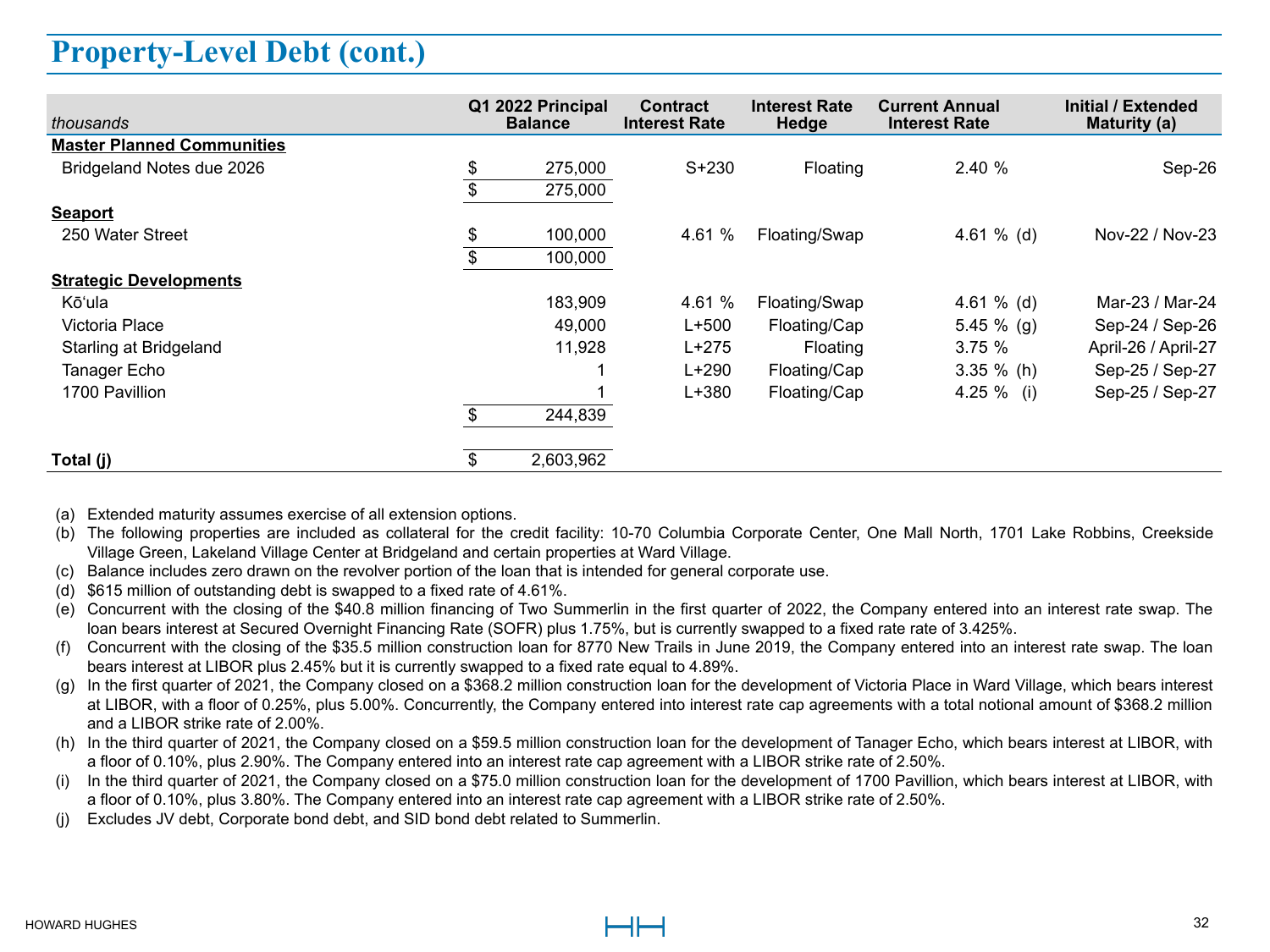# Property-Level Debt (cont.)

| *thousands* | Q1 2022 Principal Balance | Contract Interest Rate | Interest Rate Hedge | Current Annual Interest Rate | Initial / Extended Maturity (a) |
|---|---|---|---|---|---|
| **Master Planned Communities** | | | | | |
| Bridgeland Notes due 2026 | $ 275,000 | S+230 | Floating | 2.40 % | Sep-26 |
| | $ 275,000 | | | | |
| **Seaport** | | | | | |
| 250 Water Street | $ 100,000 | 4.61 % | Floating/Swap | 4.61 % (d) | Nov-22 / Nov-23 |
| | $ 100,000 | | | | |
| **Strategic Developments** | | | | | |
| Kōʻula | 183,909 | 4.61 % | Floating/Swap | 4.61 % (d) | Mar-23 / Mar-24 |
| Victoria Place | 49,000 | L+500 | Floating/Cap | 5.45 % (g) | Sep-24 / Sep-26 |
| Starling at Bridgeland | 11,928 | L+275 | Floating | 3.75 % | April-26 / April-27 |
| Tanager Echo | 1 | L+290 | Floating/Cap | 3.35 % (h) | Sep-25 / Sep-27 |
| 1700 Pavillion | 1 | L+380 | Floating/Cap | 4.25 % (i) | Sep-25 / Sep-27 |
| | $ 244,839 | | | | |
| **Total (j)** | $ 2,603,962 | | | | |

(a) Extended maturity assumes exercise of all extension options.

(b) The following properties are included as collateral for the credit facility: 10-70 Columbia Corporate Center, One Mall North, 1701 Lake Robbins, Creekside Village Green, Lakeland Village Center at Bridgeland and certain properties at Ward Village.

(c) Balance includes zero drawn on the revolver portion of the loan that is intended for general corporate use.

(d) $615 million of outstanding debt is swapped to a fixed rate of 4.61%.

(e) Concurrent with the closing of the $40.8 million financing of Two Summerlin in the first quarter of 2022, the Company entered into an interest rate swap. The loan bears interest at Secured Overnight Financing Rate (SOFR) plus 1.75%, but is currently swapped to a fixed rate rate of 3.425%.

(f) Concurrent with the closing of the $35.5 million construction loan for 8770 New Trails in June 2019, the Company entered into an interest rate swap. The loan bears interest at LIBOR plus 2.45% but it is currently swapped to a fixed rate equal to 4.89%.

(g) In the first quarter of 2021, the Company closed on a $368.2 million construction loan for the development of Victoria Place in Ward Village, which bears interest at LIBOR, with a floor of 0.25%, plus 5.00%. Concurrently, the Company entered into interest rate cap agreements with a total notional amount of $368.2 million and a LIBOR strike rate of 2.00%.

(h) In the third quarter of 2021, the Company closed on a $59.5 million construction loan for the development of Tanager Echo, which bears interest at LIBOR, with a floor of 0.10%, plus 2.90%. The Company entered into an interest rate cap agreement with a LIBOR strike rate of 2.50%.

(i) In the third quarter of 2021, the Company closed on a $75.0 million construction loan for the development of 1700 Pavillion, which bears interest at LIBOR, with a floor of 0.10%, plus 3.80%. The Company entered into an interest rate cap agreement with a LIBOR strike rate of 2.50%.

(j) Excludes JV debt, Corporate bond debt, and SID bond debt related to Summerlin.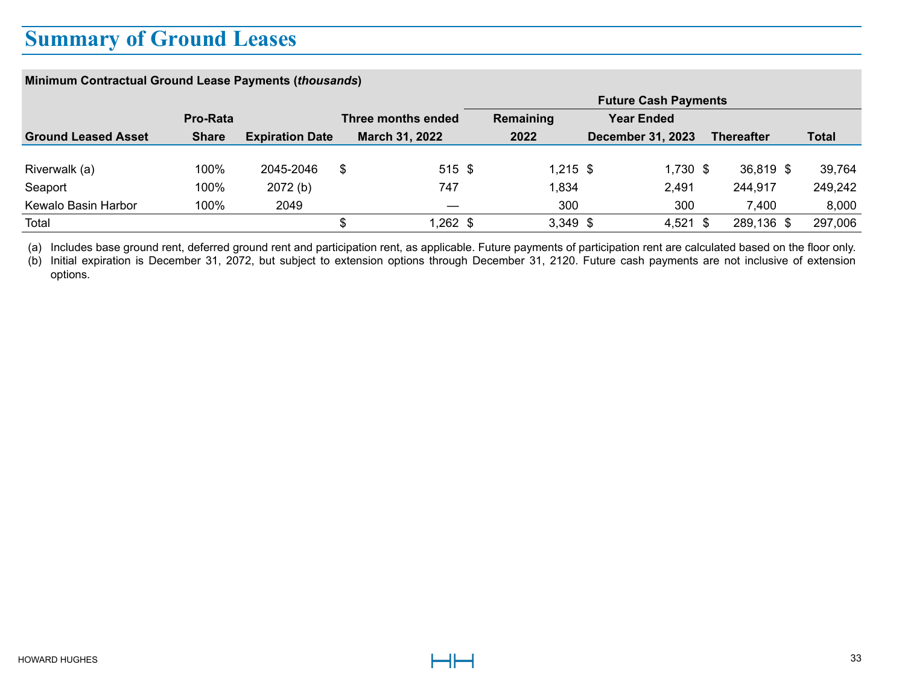# Summary of Ground Leases

**Minimum Contractual Ground Lease Payments (*thousands*)**

| | | | | Future Cash Payments | | | |
|---|---|---|---|---|---|---|---|
| **Ground Leased Asset** | **Pro-Rata Share** | **Expiration Date** | **Three months ended March 31, 2022** | **Remaining 2022** | **Year Ended December 31, 2023** | **Thereafter** | **Total** |
| Riverwalk (a) | 100% | 2045-2046 | $ 515 | $ 1,215 | $ 1,730 | $ 36,819 | $ 39,764 |
| Seaport | 100% | 2072 (b) | 747 | 1,834 | 2,491 | 244,917 | 249,242 |
| Kewalo Basin Harbor | 100% | 2049 | — | 300 | 300 | 7,400 | 8,000 |
| Total | | | $ 1,262 | $ 3,349 | $ 4,521 | $ 289,136 | $ 297,006 |

(a) Includes base ground rent, deferred ground rent and participation rent, as applicable. Future payments of participation rent are calculated based on the floor only.

(b) Initial expiration is December 31, 2072, but subject to extension options through December 31, 2120. Future cash payments are not inclusive of extension options.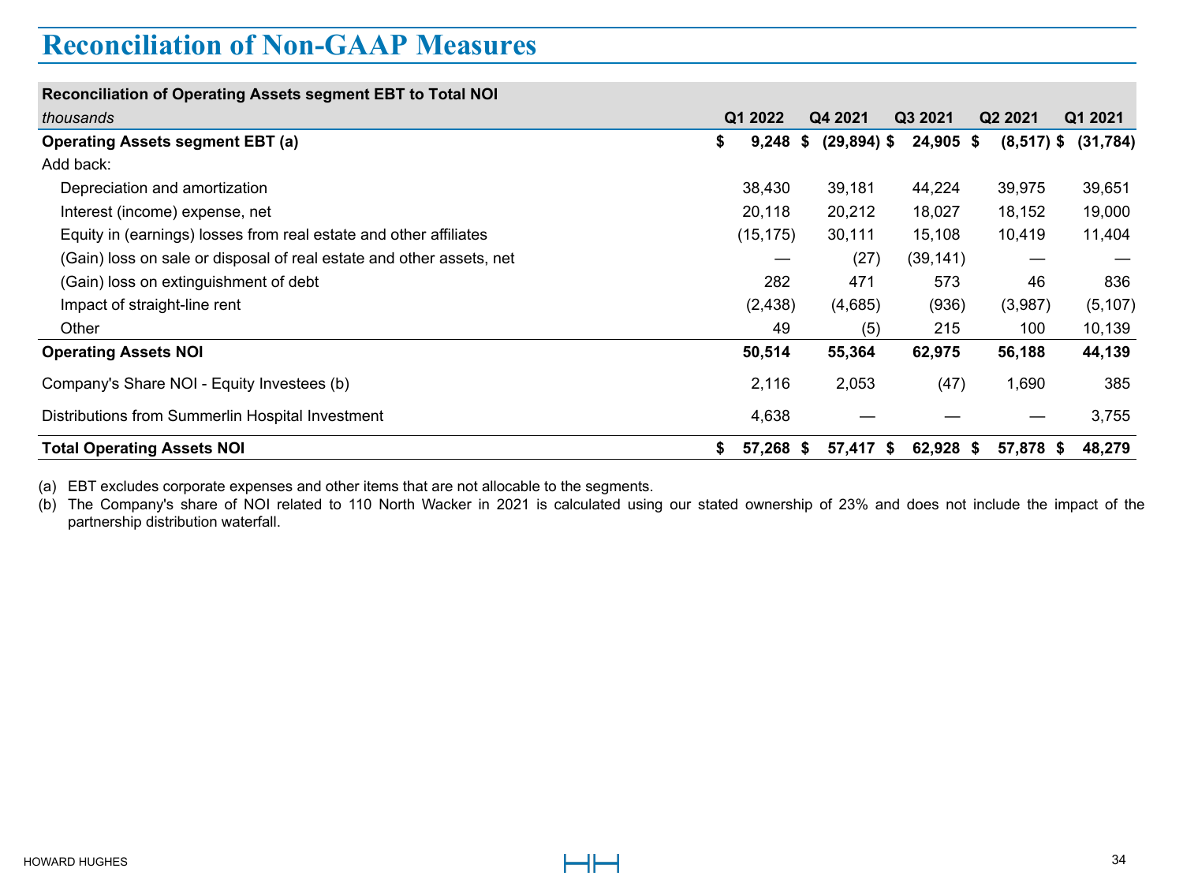# Reconciliation of Non-GAAP Measures

| **Reconciliation of Operating Assets segment EBT to Total NOI** | | | | | |
|---|---|---|---|---|---|
| *thousands* | **Q1 2022** | **Q4 2021** | **Q3 2021** | **Q2 2021** | **Q1 2021** |
| **Operating Assets segment EBT (a)** | **$ 9,248** | **$ (29,894)** | **$ 24,905** | **$ (8,517)** | **$ (31,784)** |
| Add back: | | | | | |
| Depreciation and amortization | 38,430 | 39,181 | 44,224 | 39,975 | 39,651 |
| Interest (income) expense, net | 20,118 | 20,212 | 18,027 | 18,152 | 19,000 |
| Equity in (earnings) losses from real estate and other affiliates | (15,175) | 30,111 | 15,108 | 10,419 | 11,404 |
| (Gain) loss on sale or disposal of real estate and other assets, net | — | (27) | (39,141) | — | — |
| (Gain) loss on extinguishment of debt | 282 | 471 | 573 | 46 | 836 |
| Impact of straight-line rent | (2,438) | (4,685) | (936) | (3,987) | (5,107) |
| Other | 49 | (5) | 215 | 100 | 10,139 |
| **Operating Assets NOI** | **50,514** | **55,364** | **62,975** | **56,188** | **44,139** |
| Company's Share NOI - Equity Investees (b) | 2,116 | 2,053 | (47) | 1,690 | 385 |
| Distributions from Summerlin Hospital Investment | 4,638 | — | — | — | 3,755 |
| **Total Operating Assets NOI** | **$ 57,268** | **$ 57,417** | **$ 62,928** | **$ 57,878** | **$ 48,279** |

(a) EBT excludes corporate expenses and other items that are not allocable to the segments.

(b) The Company's share of NOI related to 110 North Wacker in 2021 is calculated using our stated ownership of 23% and does not include the impact of the partnership distribution waterfall.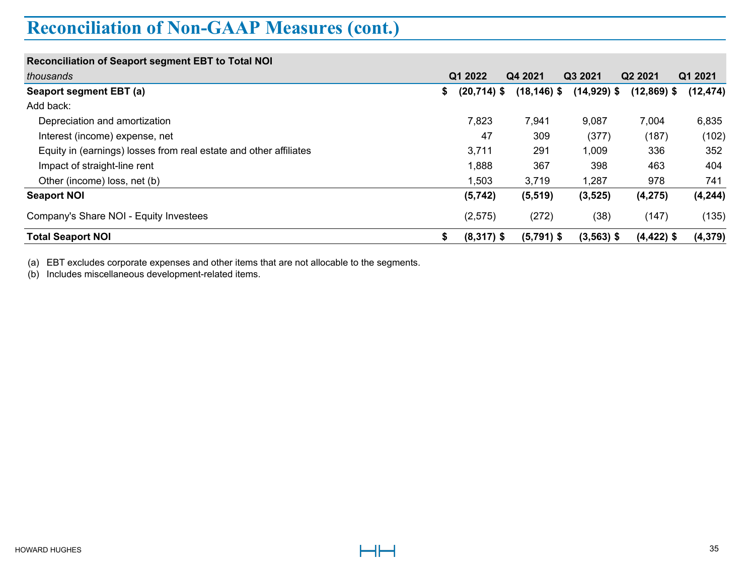# Reconciliation of Non-GAAP Measures (cont.)

| **Reconciliation of Seaport segment EBT to Total NOI** | | | | | |
|---|---|---|---|---|---|
| *thousands* | **Q1 2022** | **Q4 2021** | **Q3 2021** | **Q2 2021** | **Q1 2021** |
| **Seaport segment EBT (a)** | **$ (20,714)** | **$ (18,146)** | **$ (14,929)** | **$ (12,869)** | **$ (12,474)** |
| Add back: | | | | | |
| Depreciation and amortization | 7,823 | 7,941 | 9,087 | 7,004 | 6,835 |
| Interest (income) expense, net | 47 | 309 | (377) | (187) | (102) |
| Equity in (earnings) losses from real estate and other affiliates | 3,711 | 291 | 1,009 | 336 | 352 |
| Impact of straight-line rent | 1,888 | 367 | 398 | 463 | 404 |
| Other (income) loss, net (b) | 1,503 | 3,719 | 1,287 | 978 | 741 |
| **Seaport NOI** | **(5,742)** | **(5,519)** | **(3,525)** | **(4,275)** | **(4,244)** |
| Company's Share NOI - Equity Investees | (2,575) | (272) | (38) | (147) | (135) |
| **Total Seaport NOI** | **$ (8,317)** | **$ (5,791)** | **$ (3,563)** | **$ (4,422)** | **$ (4,379)** |

(a) EBT excludes corporate expenses and other items that are not allocable to the segments.
(b) Includes miscellaneous development-related items.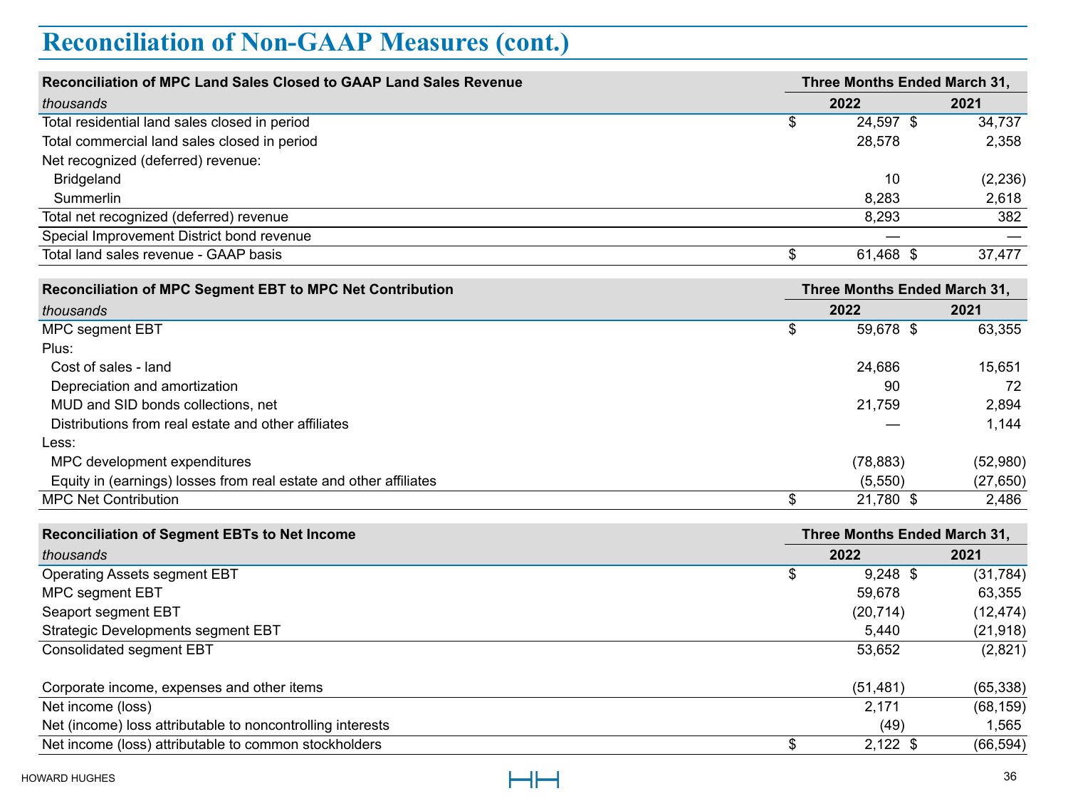# Reconciliation of Non-GAAP Measures (cont.)

| Reconciliation of MPC Land Sales Closed to GAAP Land Sales Revenue | Three Months Ended March 31, | |
|---|---|---|
| *thousands* | 2022 | 2021 |
| Total residential land sales closed in period | $ 24,597 | $ 34,737 |
| Total commercial land sales closed in period | 28,578 | 2,358 |
| Net recognized (deferred) revenue: | | |
| Bridgeland | 10 | (2,236) |
| Summerlin | 8,283 | 2,618 |
| Total net recognized (deferred) revenue | 8,293 | 382 |
| Special Improvement District bond revenue | — | — |
| Total land sales revenue - GAAP basis | $ 61,468 | $ 37,477 |

| Reconciliation of MPC Segment EBT to MPC Net Contribution | Three Months Ended March 31, | |
|---|---|---|
| *thousands* | 2022 | 2021 |
| MPC segment EBT | $ 59,678 | $ 63,355 |
| Plus: | | |
| Cost of sales - land | 24,686 | 15,651 |
| Depreciation and amortization | 90 | 72 |
| MUD and SID bonds collections, net | 21,759 | 2,894 |
| Distributions from real estate and other affiliates | — | 1,144 |
| Less: | | |
| MPC development expenditures | (78,883) | (52,980) |
| Equity in (earnings) losses from real estate and other affiliates | (5,550) | (27,650) |
| MPC Net Contribution | $ 21,780 | $ 2,486 |

| Reconciliation of Segment EBTs to Net Income | Three Months Ended March 31, | |
|---|---|---|
| *thousands* | 2022 | 2021 |
| Operating Assets segment EBT | $ 9,248 | $ (31,784) |
| MPC segment EBT | 59,678 | 63,355 |
| Seaport segment EBT | (20,714) | (12,474) |
| Strategic Developments segment EBT | 5,440 | (21,918) |
| Consolidated segment EBT | 53,652 | (2,821) |
| | | |
| Corporate income, expenses and other items | (51,481) | (65,338) |
| Net income (loss) | 2,171 | (68,159) |
| Net (income) loss attributable to noncontrolling interests | (49) | 1,565 |
| Net income (loss) attributable to common stockholders | $ 2,122 | $ (66,594) |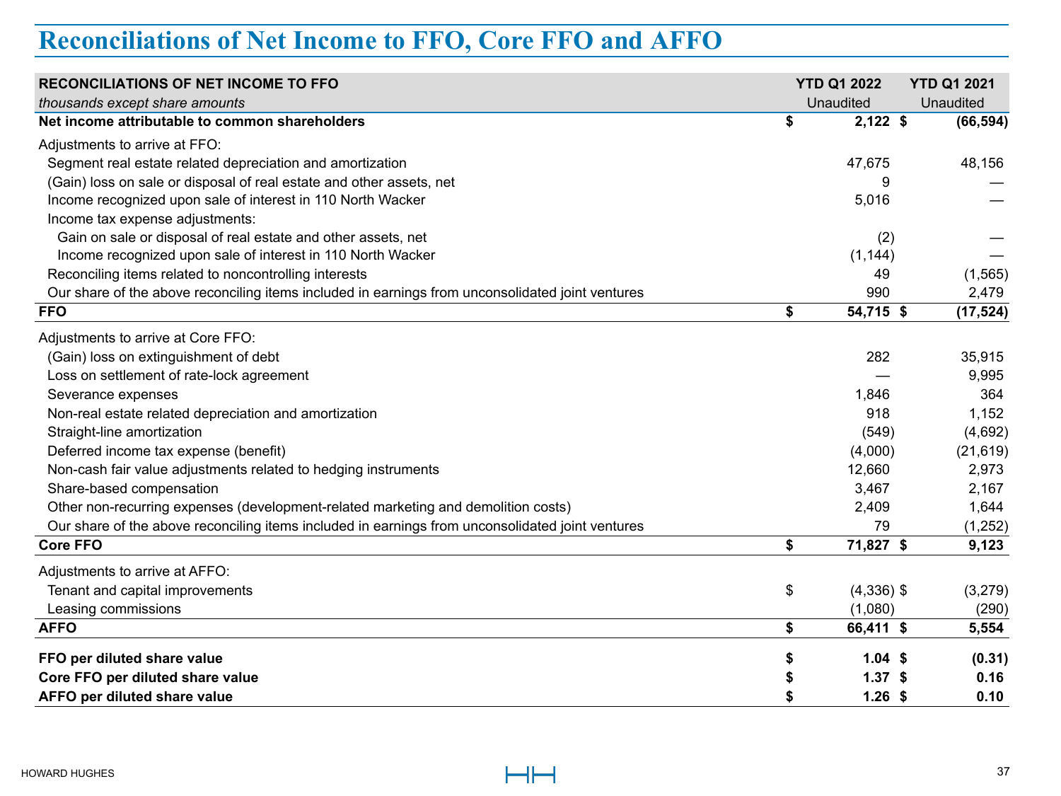# Reconciliations of Net Income to FFO, Core FFO and AFFO

| RECONCILIATIONS OF NET INCOME TO FFO | YTD Q1 2022 | YTD Q1 2021 |
|---|---|---|
| *thousands except share amounts* | Unaudited | Unaudited |
| **Net income attributable to common shareholders** | **$ 2,122** | **$ (66,594)** |
| Adjustments to arrive at FFO: | | |
| Segment real estate related depreciation and amortization | 47,675 | 48,156 |
| (Gain) loss on sale or disposal of real estate and other assets, net | 9 | — |
| Income recognized upon sale of interest in 110 North Wacker | 5,016 | — |
| Income tax expense adjustments: | | |
| Gain on sale or disposal of real estate and other assets, net | (2) | — |
| Income recognized upon sale of interest in 110 North Wacker | (1,144) | — |
| Reconciling items related to noncontrolling interests | 49 | (1,565) |
| Our share of the above reconciling items included in earnings from unconsolidated joint ventures | 990 | 2,479 |
| **FFO** | **$ 54,715** | **$ (17,524)** |
| Adjustments to arrive at Core FFO: | | |
| (Gain) loss on extinguishment of debt | 282 | 35,915 |
| Loss on settlement of rate-lock agreement | — | 9,995 |
| Severance expenses | 1,846 | 364 |
| Non-real estate related depreciation and amortization | 918 | 1,152 |
| Straight-line amortization | (549) | (4,692) |
| Deferred income tax expense (benefit) | (4,000) | (21,619) |
| Non-cash fair value adjustments related to hedging instruments | 12,660 | 2,973 |
| Share-based compensation | 3,467 | 2,167 |
| Other non-recurring expenses (development-related marketing and demolition costs) | 2,409 | 1,644 |
| Our share of the above reconciling items included in earnings from unconsolidated joint ventures | 79 | (1,252) |
| **Core FFO** | **$ 71,827** | **$ 9,123** |
| Adjustments to arrive at AFFO: | | |
| Tenant and capital improvements | $ (4,336) | $ (3,279) |
| Leasing commissions | (1,080) | (290) |
| **AFFO** | **$ 66,411** | **$ 5,554** |
| **FFO per diluted share value** | **$ 1.04** | **$ (0.31)** |
| **Core FFO per diluted share value** | **$ 1.37** | **$ 0.16** |
| **AFFO per diluted share value** | **$ 1.26** | **$ 0.10** |